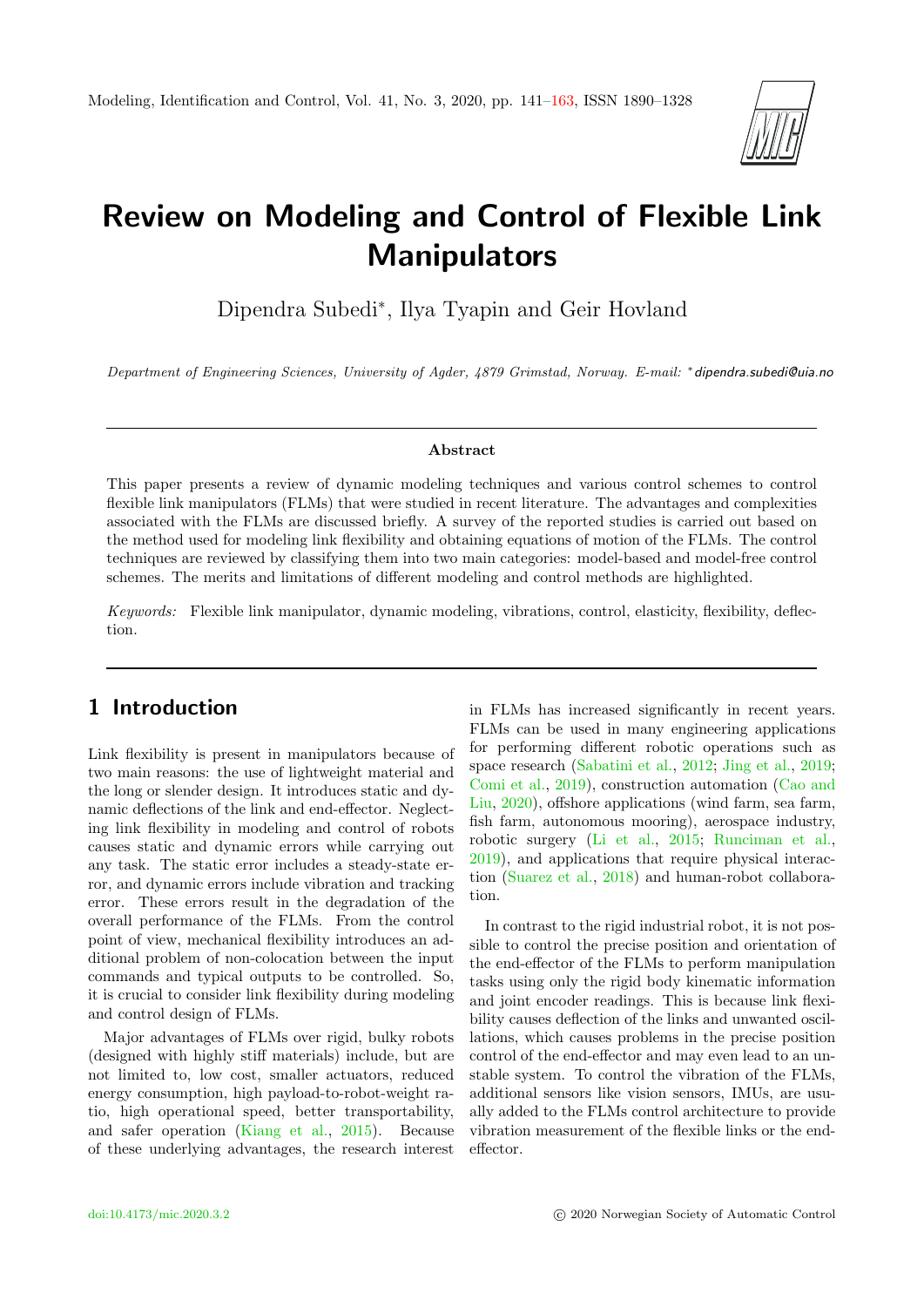# Review on Modeling and Control of Flexible Link Manipulators

Dipendra Subedi*, Ilya Tyapin and Geir Hovland

*Department of Engineering Sciences, University of Agder, 4879 Grimstad, Norway. E-mail: *dipendra.subedi@uia.no*

## Abstract

This paper presents a review of dynamic modeling techniques and various control schemes to control flexible link manipulators (FLMs) that were studied in recent literature. The advantages and complexities associated with the FLMs are discussed briefly. A survey of the reported studies is carried out based on the method used for modeling link flexibility and obtaining equations of motion of the FLMs. The control techniques are reviewed by classifying them into two main categories: model-based and model-free control schemes. The merits and limitations of different modeling and control methods are highlighted.

*Keywords:* Flexible link manipulator, dynamic modeling, vibrations, control, elasticity, flexibility, deflection.

## 1 Introduction

Link flexibility is present in manipulators because of two main reasons: the use of lightweight material and the long or slender design. It introduces static and dynamic deflections of the link and end-effector. Neglecting link flexibility in modeling and control of robots causes static and dynamic errors while carrying out any task. The static error includes a steady-state error, and dynamic errors include vibration and tracking error. These errors result in the degradation of the overall performance of the FLMs. From the control point of view, mechanical flexibility introduces an additional problem of non-colocation between the input commands and typical outputs to be controlled. So, it is crucial to consider link flexibility during modeling and control design of FLMs.

Major advantages of FLMs over rigid, bulky robots (designed with highly stiff materials) include, but are not limited to, low cost, smaller actuators, reduced energy consumption, high payload-to-robot-weight ratio, high operational speed, better transportability, and safer operation (Kiang et al., 2015). Because of these underlying advantages, the research interest in FLMs has increased significantly in recent years. FLMs can be used in many engineering applications for performing different robotic operations such as space research (Sabatini et al., 2012; Jing et al., 2019; Comi et al., 2019), construction automation (Cao and Liu, 2020), offshore applications (wind farm, sea farm, fish farm, autonomous mooring), aerospace industry, robotic surgery (Li et al., 2015; Runciman et al., 2019), and applications that require physical interaction (Suarez et al., 2018) and human-robot collaboration.

In contrast to the rigid industrial robot, it is not possible to control the precise position and orientation of the end-effector of the FLMs to perform manipulation tasks using only the rigid body kinematic information and joint encoder readings. This is because link flexibility causes deflection of the links and unwanted oscillations, which causes problems in the precise position control of the end-effector and may even lead to an unstable system. To control the vibration of the FLMs, additional sensors like vision sensors, IMUs, are usually added to the FLMs control architecture to provide vibration measurement of the flexible links or the end-effector.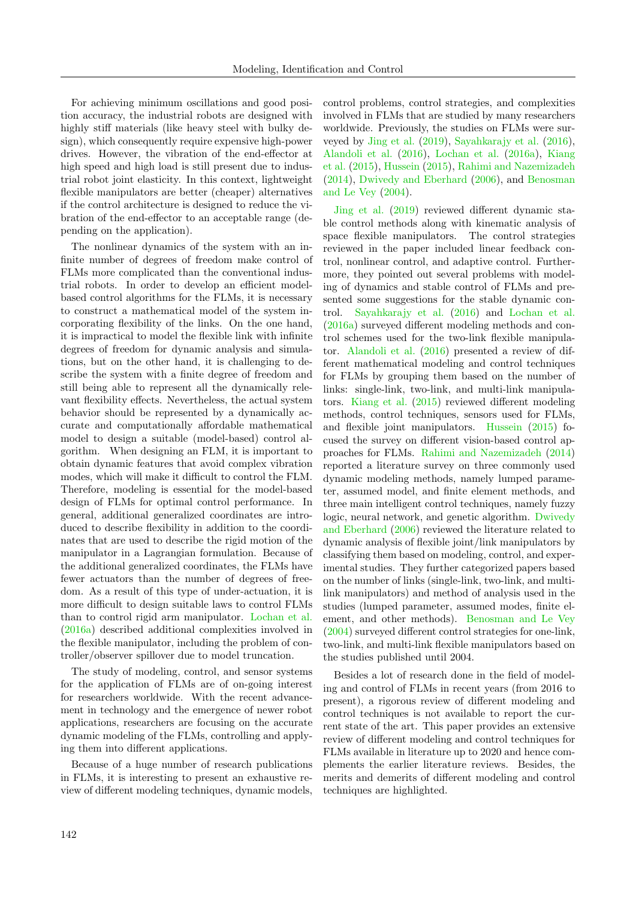For achieving minimum oscillations and good position accuracy, the industrial robots are designed with highly stiff materials (like heavy steel with bulky design), which consequently require expensive high-power drives. However, the vibration of the end-effector at high speed and high load is still present due to industrial robot joint elasticity. In this context, lightweight flexible manipulators are better (cheaper) alternatives if the control architecture is designed to reduce the vibration of the end-effector to an acceptable range (depending on the application).

The nonlinear dynamics of the system with an infinite number of degrees of freedom make control of FLMs more complicated than the conventional industrial robots. In order to develop an efficient model-based control algorithms for the FLMs, it is necessary to construct a mathematical model of the system incorporating flexibility of the links. On the one hand, it is impractical to model the flexible link with infinite degrees of freedom for dynamic analysis and simulations, but on the other hand, it is challenging to describe the system with a finite degree of freedom and still being able to represent all the dynamically relevant flexibility effects. Nevertheless, the actual system behavior should be represented by a dynamically accurate and computationally affordable mathematical model to design a suitable (model-based) control algorithm. When designing an FLM, it is important to obtain dynamic features that avoid complex vibration modes, which will make it difficult to control the FLM. Therefore, modeling is essential for the model-based design of FLMs for optimal control performance. In general, additional generalized coordinates are introduced to describe flexibility in addition to the coordinates that are used to describe the rigid motion of the manipulator in a Lagrangian formulation. Because of the additional generalized coordinates, the FLMs have fewer actuators than the number of degrees of freedom. As a result of this type of under-actuation, it is more difficult to design suitable laws to control FLMs than to control rigid arm manipulator. Lochan et al. (2016a) described additional complexities involved in the flexible manipulator, including the problem of controller/observer spillover due to model truncation.

The study of modeling, control, and sensor systems for the application of FLMs are of on-going interest for researchers worldwide. With the recent advancement in technology and the emergence of newer robot applications, researchers are focusing on the accurate dynamic modeling of the FLMs, controlling and applying them into different applications.

Because of a huge number of research publications in FLMs, it is interesting to present an exhaustive review of different modeling techniques, dynamic models, control problems, control strategies, and complexities involved in FLMs that are studied by many researchers worldwide. Previously, the studies on FLMs were surveyed by Jing et al. (2019), Sayahkarajy et al. (2016), Alandoli et al. (2016), Lochan et al. (2016a), Kiang et al. (2015), Hussein (2015), Rahimi and Nazemizadeh (2014), Dwivedy and Eberhard (2006), and Benosman and Le Vey (2004).

Jing et al. (2019) reviewed different dynamic stable control methods along with kinematic analysis of space flexible manipulators. The control strategies reviewed in the paper included linear feedback control, nonlinear control, and adaptive control. Furthermore, they pointed out several problems with modeling of dynamics and stable control of FLMs and presented some suggestions for the stable dynamic control. Sayahkarajy et al. (2016) and Lochan et al. (2016a) surveyed different modeling methods and control schemes used for the two-link flexible manipulator. Alandoli et al. (2016) presented a review of different mathematical modeling and control techniques for FLMs by grouping them based on the number of links: single-link, two-link, and multi-link manipulators. Kiang et al. (2015) reviewed different modeling methods, control techniques, sensors used for FLMs, and flexible joint manipulators. Hussein (2015) focused the survey on different vision-based control approaches for FLMs. Rahimi and Nazemizadeh (2014) reported a literature survey on three commonly used dynamic modeling methods, namely lumped parameter, assumed model, and finite element methods, and three main intelligent control techniques, namely fuzzy logic, neural network, and genetic algorithm. Dwivedy and Eberhard (2006) reviewed the literature related to dynamic analysis of flexible joint/link manipulators by classifying them based on modeling, control, and experimental studies. They further categorized papers based on the number of links (single-link, two-link, and multi-link manipulators) and method of analysis used in the studies (lumped parameter, assumed modes, finite element, and other methods). Benosman and Le Vey (2004) surveyed different control strategies for one-link, two-link, and multi-link flexible manipulators based on the studies published until 2004.

Besides a lot of research done in the field of modeling and control of FLMs in recent years (from 2016 to present), a rigorous review of different modeling and control techniques is not available to report the current state of the art. This paper provides an extensive review of different modeling and control techniques for FLMs available in literature up to 2020 and hence complements the earlier literature reviews. Besides, the merits and demerits of different modeling and control techniques are highlighted.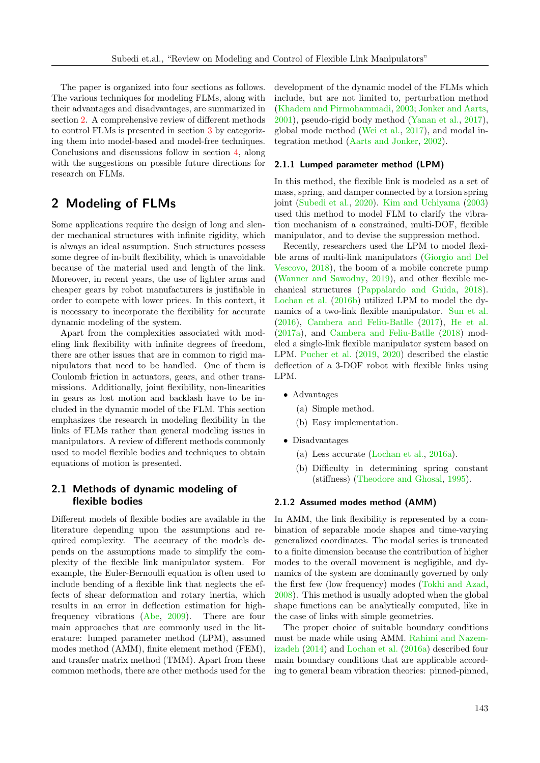The paper is organized into four sections as follows. The various techniques for modeling FLMs, along with their advantages and disadvantages, are summarized in section 2. A comprehensive review of different methods to control FLMs is presented in section 3 by categorizing them into model-based and model-free techniques. Conclusions and discussions follow in section 4, along with the suggestions on possible future directions for research on FLMs.

## 2 Modeling of FLMs

Some applications require the design of long and slender mechanical structures with infinite rigidity, which is always an ideal assumption. Such structures possess some degree of in-built flexibility, which is unavoidable because of the material used and length of the link. Moreover, in recent years, the use of lighter arms and cheaper gears by robot manufacturers is justifiable in order to compete with lower prices. In this context, it is necessary to incorporate the flexibility for accurate dynamic modeling of the system.

Apart from the complexities associated with modeling link flexibility with infinite degrees of freedom, there are other issues that are in common to rigid manipulators that need to be handled. One of them is Coulomb friction in actuators, gears, and other transmissions. Additionally, joint flexibility, non-linearities in gears as lost motion and backlash have to be included in the dynamic model of the FLM. This section emphasizes the research in modeling flexibility in the links of FLMs rather than general modeling issues in manipulators. A review of different methods commonly used to model flexible bodies and techniques to obtain equations of motion is presented.

### 2.1 Methods of dynamic modeling of flexible bodies

Different models of flexible bodies are available in the literature depending upon the assumptions and required complexity. The accuracy of the models depends on the assumptions made to simplify the complexity of the flexible link manipulator system. For example, the Euler-Bernoulli equation is often used to include bending of a flexible link that neglects the effects of shear deformation and rotary inertia, which results in an error in deflection estimation for high-frequency vibrations (Abe, 2009). There are four main approaches that are commonly used in the literature: lumped parameter method (LPM), assumed modes method (AMM), finite element method (FEM), and transfer matrix method (TMM). Apart from these common methods, there are other methods used for the development of the dynamic model of the FLMs which include, but are not limited to, perturbation method (Khadem and Pirmohammadi, 2003; Jonker and Aarts, 2001), pseudo-rigid body method (Yanan et al., 2017), global mode method (Wei et al., 2017), and modal integration method (Aarts and Jonker, 2002).

#### 2.1.1 Lumped parameter method (LPM)

In this method, the flexible link is modeled as a set of mass, spring, and damper connected by a torsion spring joint (Subedi et al., 2020). Kim and Uchiyama (2003) used this method to model FLM to clarify the vibration mechanism of a constrained, multi-DOF, flexible manipulator, and to devise the suppression method.

Recently, researchers used the LPM to model flexible arms of multi-link manipulators (Giorgio and Del Vescovo, 2018), the boom of a mobile concrete pump (Wanner and Sawodny, 2019), and other flexible mechanical structures (Pappalardo and Guida, 2018). Lochan et al. (2016b) utilized LPM to model the dynamics of a two-link flexible manipulator. Sun et al. (2016), Cambera and Feliu-Batlle (2017), He et al. (2017a), and Cambera and Feliu-Batlle (2018) modeled a single-link flexible manipulator system based on LPM. Pucher et al. (2019, 2020) described the elastic deflection of a 3-DOF robot with flexible links using LPM.

- Advantages
  - (a) Simple method.
  - (b) Easy implementation.
- Disadvantages
  - (a) Less accurate (Lochan et al., 2016a).
  - (b) Difficulty in determining spring constant (stiffness) (Theodore and Ghosal, 1995).

#### 2.1.2 Assumed modes method (AMM)

In AMM, the link flexibility is represented by a combination of separable mode shapes and time-varying generalized coordinates. The modal series is truncated to a finite dimension because the contribution of higher modes to the overall movement is negligible, and dynamics of the system are dominantly governed by only the first few (low frequency) modes (Tokhi and Azad, 2008). This method is usually adopted when the global shape functions can be analytically computed, like in the case of links with simple geometries.

The proper choice of suitable boundary conditions must be made while using AMM. Rahimi and Nazemizadeh (2014) and Lochan et al. (2016a) described four main boundary conditions that are applicable according to general beam vibration theories: pinned-pinned,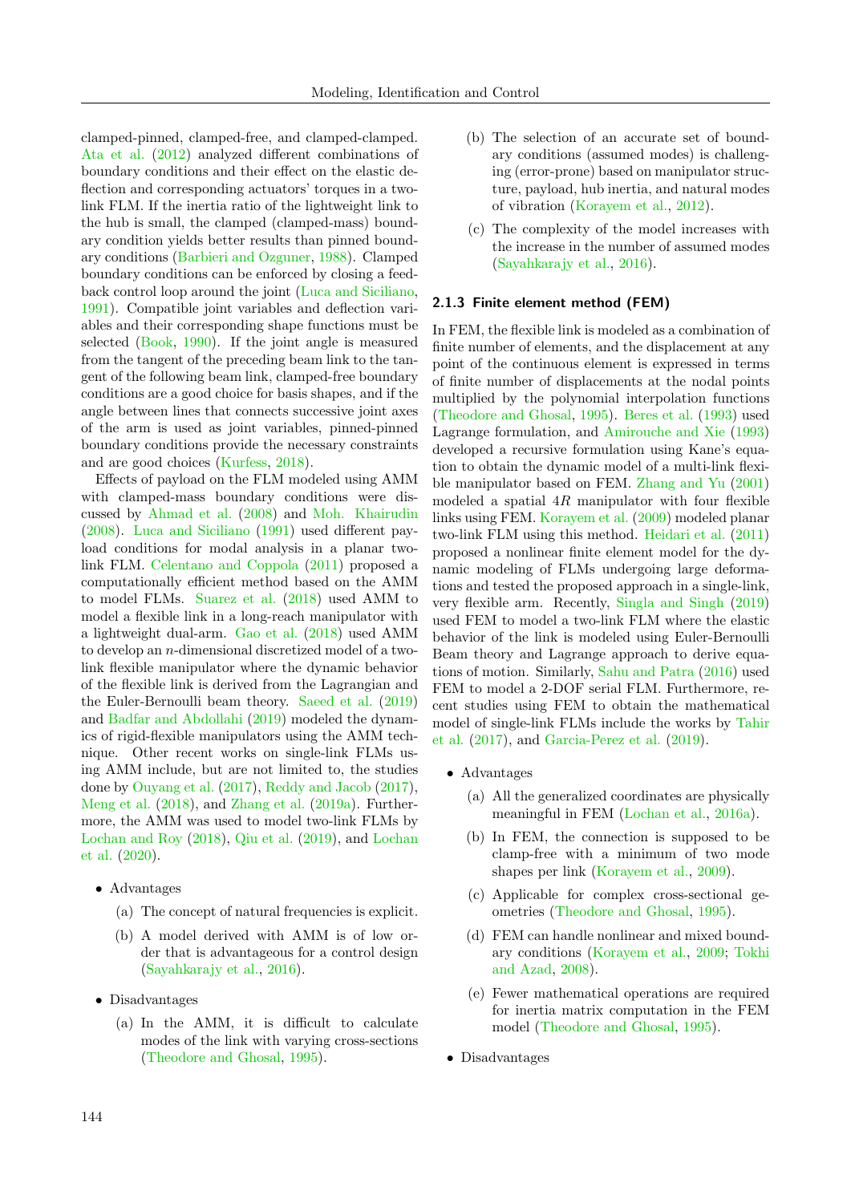clamped-pinned, clamped-free, and clamped-clamped. Ata et al. (2012) analyzed different combinations of boundary conditions and their effect on the elastic deflection and corresponding actuators' torques in a two-link FLM. If the inertia ratio of the lightweight link to the hub is small, the clamped (clamped-mass) boundary condition yields better results than pinned boundary conditions (Barbieri and Ozguner, 1988). Clamped boundary conditions can be enforced by closing a feedback control loop around the joint (Luca and Siciliano, 1991). Compatible joint variables and deflection variables and their corresponding shape functions must be selected (Book, 1990). If the joint angle is measured from the tangent of the preceding beam link to the tangent of the following beam link, clamped-free boundary conditions are a good choice for basis shapes, and if the angle between lines that connects successive joint axes of the arm is used as joint variables, pinned-pinned boundary conditions provide the necessary constraints and are good choices (Kurfess, 2018).

Effects of payload on the FLM modeled using AMM with clamped-mass boundary conditions were discussed by Ahmad et al. (2008) and Moh. Khairudin (2008). Luca and Siciliano (1991) used different payload conditions for modal analysis in a planar two-link FLM. Celentano and Coppola (2011) proposed a computationally efficient method based on the AMM to model FLMs. Suarez et al. (2018) used AMM to model a flexible link in a long-reach manipulator with a lightweight dual-arm. Gao et al. (2018) used AMM to develop an $n$-dimensional discretized model of a two-link flexible manipulator where the dynamic behavior of the flexible link is derived from the Lagrangian and the Euler-Bernoulli beam theory. Saeed et al. (2019) and Badfar and Abdollahi (2019) modeled the dynamics of rigid-flexible manipulators using the AMM technique. Other recent works on single-link FLMs using AMM include, but are not limited to, the studies done by Ouyang et al. (2017), Reddy and Jacob (2017), Meng et al. (2018), and Zhang et al. (2019a). Furthermore, the AMM was used to model two-link FLMs by Lochan and Roy (2018), Qiu et al. (2019), and Lochan et al. (2020).

- Advantages
  - (a) The concept of natural frequencies is explicit.
  - (b) A model derived with AMM is of low order that is advantageous for a control design (Sayahkarajy et al., 2016).
- Disadvantages
  - (a) In the AMM, it is difficult to calculate modes of the link with varying cross-sections (Theodore and Ghosal, 1995).
  - (b) The selection of an accurate set of boundary conditions (assumed modes) is challenging (error-prone) based on manipulator structure, payload, hub inertia, and natural modes of vibration (Korayem et al., 2012).
  - (c) The complexity of the model increases with the increase in the number of assumed modes (Sayahkarajy et al., 2016).

### 2.1.3 Finite element method (FEM)

In FEM, the flexible link is modeled as a combination of finite number of elements, and the displacement at any point of the continuous element is expressed in terms of finite number of displacements at the nodal points multiplied by the polynomial interpolation functions (Theodore and Ghosal, 1995). Beres et al. (1993) used Lagrange formulation, and Amirouche and Xie (1993) developed a recursive formulation using Kane's equation to obtain the dynamic model of a multi-link flexible manipulator based on FEM. Zhang and Yu (2001) modeled a spatial $4R$ manipulator with four flexible links using FEM. Korayem et al. (2009) modeled planar two-link FLM using this method. Heidari et al. (2011) proposed a nonlinear finite element model for the dynamic modeling of FLMs undergoing large deformations and tested the proposed approach in a single-link, very flexible arm. Recently, Singla and Singh (2019) used FEM to model a two-link FLM where the elastic behavior of the link is modeled using Euler-Bernoulli Beam theory and Lagrange approach to derive equations of motion. Similarly, Sahu and Patra (2016) used FEM to model a 2-DOF serial FLM. Furthermore, recent studies using FEM to obtain the mathematical model of single-link FLMs include the works by Tahir et al. (2017), and Garcia-Perez et al. (2019).

- Advantages
  - (a) All the generalized coordinates are physically meaningful in FEM (Lochan et al., 2016a).
  - (b) In FEM, the connection is supposed to be clamp-free with a minimum of two mode shapes per link (Korayem et al., 2009).
  - (c) Applicable for complex cross-sectional geometries (Theodore and Ghosal, 1995).
  - (d) FEM can handle nonlinear and mixed boundary conditions (Korayem et al., 2009; Tokhi and Azad, 2008).
  - (e) Fewer mathematical operations are required for inertia matrix computation in the FEM model (Theodore and Ghosal, 1995).
- Disadvantages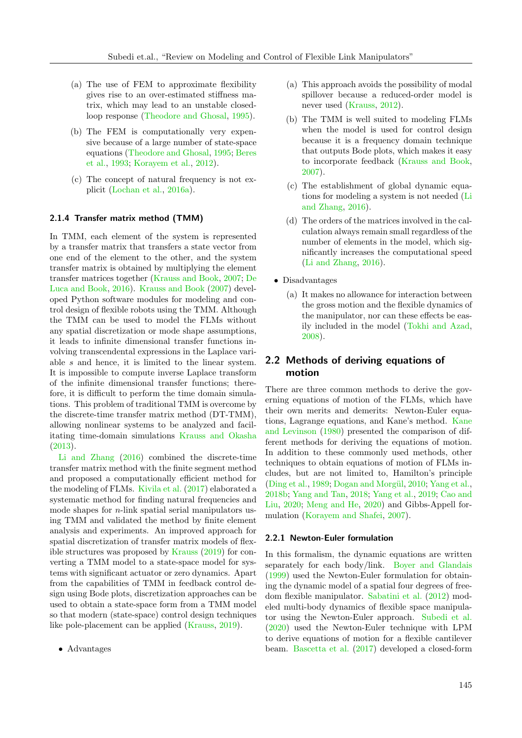(a) The use of FEM to approximate flexibility gives rise to an over-estimated stiffness matrix, which may lead to an unstable closed-loop response (Theodore and Ghosal, 1995).

(b) The FEM is computationally very expensive because of a large number of state-space equations (Theodore and Ghosal, 1995; Beres et al., 1993; Korayem et al., 2012).

(c) The concept of natural frequency is not explicit (Lochan et al., 2016a).

### 2.1.4 Transfer matrix method (TMM)

In TMM, each element of the system is represented by a transfer matrix that transfers a state vector from one end of the element to the other, and the system transfer matrix is obtained by multiplying the element transfer matrices together (Krauss and Book, 2007; De Luca and Book, 2016). Krauss and Book (2007) developed Python software modules for modeling and control design of flexible robots using the TMM. Although the TMM can be used to model the FLMs without any spatial discretization or mode shape assumptions, it leads to infinite dimensional transfer functions involving transcendental expressions in the Laplace variable $s$ and hence, it is limited to the linear system. It is impossible to compute inverse Laplace transform of the infinite dimensional transfer functions; therefore, it is difficult to perform the time domain simulations. This problem of traditional TMM is overcome by the discrete-time transfer matrix method (DT-TMM), allowing nonlinear systems to be analyzed and facilitating time-domain simulations Krauss and Okasha (2013).

Li and Zhang (2016) combined the discrete-time transfer matrix method with the finite segment method and proposed a computationally efficient method for the modeling of FLMs. Kivila et al. (2017) elaborated a systematic method for finding natural frequencies and mode shapes for $n$-link spatial serial manipulators using TMM and validated the method by finite element analysis and experiments. An improved approach for spatial discretization of transfer matrix models of flexible structures was proposed by Krauss (2019) for converting a TMM model to a state-space model for systems with significant actuator or zero dynamics. Apart from the capabilities of TMM in feedback control design using Bode plots, discretization approaches can be used to obtain a state-space form from a TMM model so that modern (state-space) control design techniques like pole-placement can be applied (Krauss, 2019).

- Advantages

  (a) This approach avoids the possibility of modal spillover because a reduced-order model is never used (Krauss, 2012).

  (b) The TMM is well suited to modeling FLMs when the model is used for control design because it is a frequency domain technique that outputs Bode plots, which makes it easy to incorporate feedback (Krauss and Book, 2007).

  (c) The establishment of global dynamic equations for modeling a system is not needed (Li and Zhang, 2016).

  (d) The orders of the matrices involved in the calculation always remain small regardless of the number of elements in the model, which significantly increases the computational speed (Li and Zhang, 2016).

- Disadvantages

  (a) It makes no allowance for interaction between the gross motion and the flexible dynamics of the manipulator, nor can these effects be easily included in the model (Tokhi and Azad, 2008).

## 2.2 Methods of deriving equations of motion

There are three common methods to derive the governing equations of motion of the FLMs, which have their own merits and demerits: Newton-Euler equations, Lagrange equations, and Kane's method. Kane and Levinson (1980) presented the comparison of different methods for deriving the equations of motion. In addition to these commonly used methods, other techniques to obtain equations of motion of FLMs includes, but are not limited to, Hamilton's principle (Ding et al., 1989; Dogan and Morgül, 2010; Yang et al., 2018b; Yang and Tan, 2018; Yang et al., 2019; Cao and Liu, 2020; Meng and He, 2020) and Gibbs-Appell formulation (Korayem and Shafei, 2007).

### 2.2.1 Newton-Euler formulation

In this formalism, the dynamic equations are written separately for each body/link. Boyer and Glandais (1999) used the Newton-Euler formulation for obtaining the dynamic model of a spatial four degrees of freedom flexible manipulator. Sabatini et al. (2012) modeled multi-body dynamics of flexible space manipulator using the Newton-Euler approach. Subedi et al. (2020) used the Newton-Euler technique with LPM to derive equations of motion for a flexible cantilever beam. Bascetta et al. (2017) developed a closed-form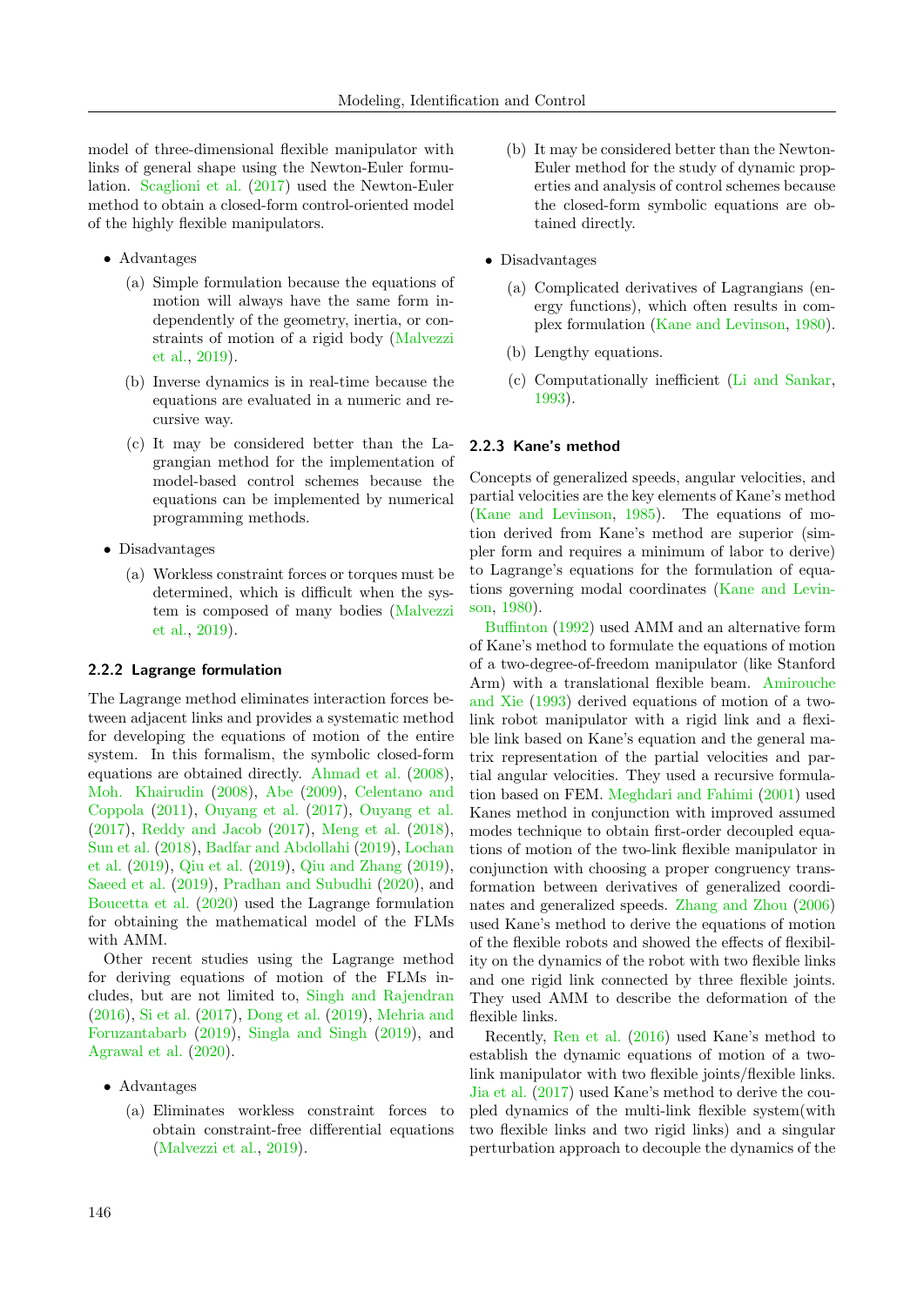model of three-dimensional flexible manipulator with links of general shape using the Newton-Euler formulation. Scaglioni et al. (2017) used the Newton-Euler method to obtain a closed-form control-oriented model of the highly flexible manipulators.

- Advantages
  - (a) Simple formulation because the equations of motion will always have the same form independently of the geometry, inertia, or constraints of motion of a rigid body (Malvezzi et al., 2019).
  - (b) Inverse dynamics is in real-time because the equations are evaluated in a numeric and recursive way.
  - (c) It may be considered better than the Lagrangian method for the implementation of model-based control schemes because the equations can be implemented by numerical programming methods.
- Disadvantages
  - (a) Workless constraint forces or torques must be determined, which is difficult when the system is composed of many bodies (Malvezzi et al., 2019).

### 2.2.2 Lagrange formulation

The Lagrange method eliminates interaction forces between adjacent links and provides a systematic method for developing the equations of motion of the entire system. In this formalism, the symbolic closed-form equations are obtained directly. Ahmad et al. (2008), Moh. Khairudin (2008), Abe (2009), Celentano and Coppola (2011), Ouyang et al. (2017), Ouyang et al. (2017), Reddy and Jacob (2017), Meng et al. (2018), Sun et al. (2018), Badfar and Abdollahi (2019), Lochan et al. (2019), Qiu et al. (2019), Qiu and Zhang (2019), Saeed et al. (2019), Pradhan and Subudhi (2020), and Boucetta et al. (2020) used the Lagrange formulation for obtaining the mathematical model of the FLMs with AMM.

Other recent studies using the Lagrange method for deriving equations of motion of the FLMs includes, but are not limited to, Singh and Rajendran (2016), Si et al. (2017), Dong et al. (2019), Mehria and Foruzantabarb (2019), Singla and Singh (2019), and Agrawal et al. (2020).

- Advantages
  - (a) Eliminates workless constraint forces to obtain constraint-free differential equations (Malvezzi et al., 2019).
  - (b) It may be considered better than the Newton-Euler method for the study of dynamic properties and analysis of control schemes because the closed-form symbolic equations are obtained directly.
- Disadvantages
  - (a) Complicated derivatives of Lagrangians (energy functions), which often results in complex formulation (Kane and Levinson, 1980).
  - (b) Lengthy equations.
  - (c) Computationally inefficient (Li and Sankar, 1993).

### 2.2.3 Kane's method

Concepts of generalized speeds, angular velocities, and partial velocities are the key elements of Kane's method (Kane and Levinson, 1985). The equations of motion derived from Kane's method are superior (simpler form and requires a minimum of labor to derive) to Lagrange's equations for the formulation of equations governing modal coordinates (Kane and Levinson, 1980).

Buffinton (1992) used AMM and an alternative form of Kane's method to formulate the equations of motion of a two-degree-of-freedom manipulator (like Stanford Arm) with a translational flexible beam. Amirouche and Xie (1993) derived equations of motion of a two-link robot manipulator with a rigid link and a flexible link based on Kane's equation and the general matrix representation of the partial velocities and partial angular velocities. They used a recursive formulation based on FEM. Meghdari and Fahimi (2001) used Kanes method in conjunction with improved assumed modes technique to obtain first-order decoupled equations of motion of the two-link flexible manipulator in conjunction with choosing a proper congruency transformation between derivatives of generalized coordinates and generalized speeds. Zhang and Zhou (2006) used Kane's method to derive the equations of motion of the flexible robots and showed the effects of flexibility on the dynamics of the robot with two flexible links and one rigid link connected by three flexible joints. They used AMM to describe the deformation of the flexible links.

Recently, Ren et al. (2016) used Kane's method to establish the dynamic equations of motion of a two-link manipulator with two flexible joints/flexible links. Jia et al. (2017) used Kane's method to derive the coupled dynamics of the multi-link flexible system(with two flexible links and two rigid links) and a singular perturbation approach to decouple the dynamics of the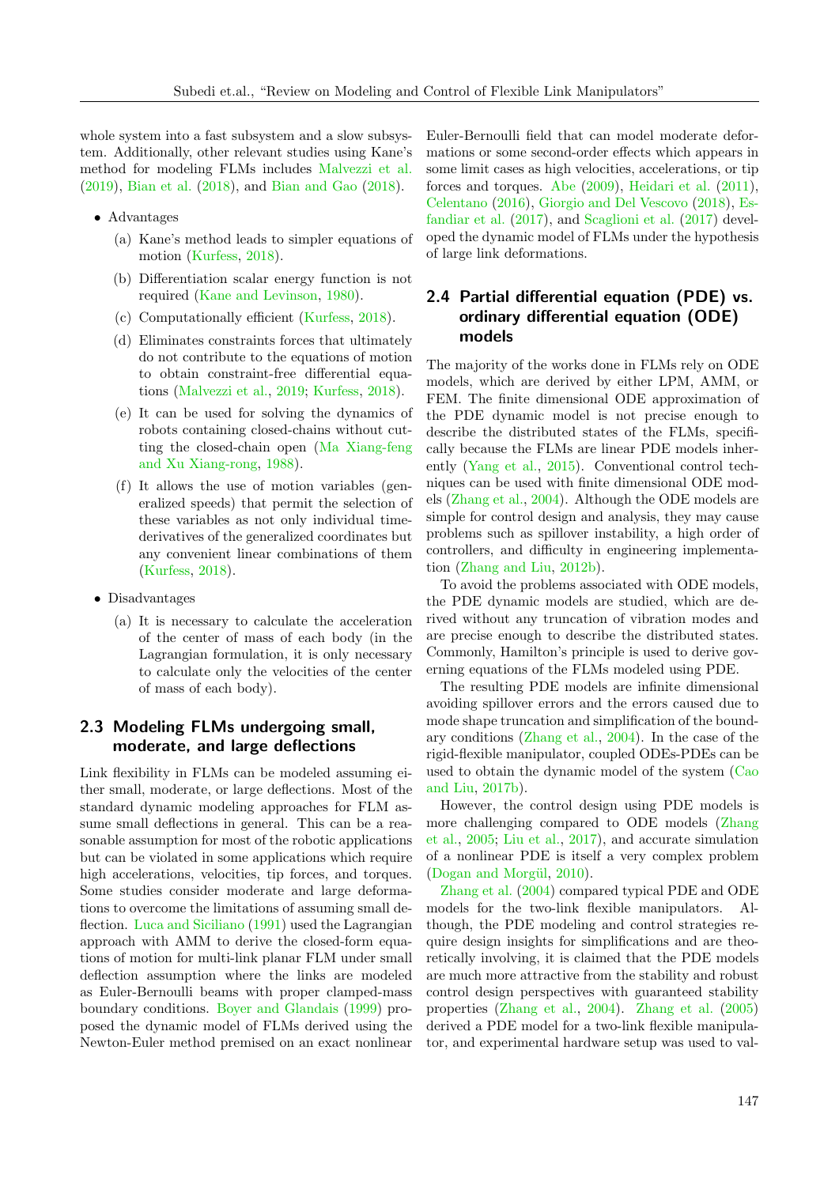whole system into a fast subsystem and a slow subsystem. Additionally, other relevant studies using Kane's method for modeling FLMs includes Malvezzi et al. (2019), Bian et al. (2018), and Bian and Gao (2018).

- Advantages
  - (a) Kane's method leads to simpler equations of motion (Kurfess, 2018).
  - (b) Differentiation scalar energy function is not required (Kane and Levinson, 1980).
  - (c) Computationally efficient (Kurfess, 2018).
  - (d) Eliminates constraints forces that ultimately do not contribute to the equations of motion to obtain constraint-free differential equations (Malvezzi et al., 2019; Kurfess, 2018).
  - (e) It can be used for solving the dynamics of robots containing closed-chains without cutting the closed-chain open (Ma Xiang-feng and Xu Xiang-rong, 1988).
  - (f) It allows the use of motion variables (generalized speeds) that permit the selection of these variables as not only individual time-derivatives of the generalized coordinates but any convenient linear combinations of them (Kurfess, 2018).
- Disadvantages
  - (a) It is necessary to calculate the acceleration of the center of mass of each body (in the Lagrangian formulation, it is only necessary to calculate only the velocities of the center of mass of each body).

## 2.3 Modeling FLMs undergoing small, moderate, and large deflections

Link flexibility in FLMs can be modeled assuming either small, moderate, or large deflections. Most of the standard dynamic modeling approaches for FLM assume small deflections in general. This can be a reasonable assumption for most of the robotic applications but can be violated in some applications which require high accelerations, velocities, tip forces, and torques. Some studies consider moderate and large deformations to overcome the limitations of assuming small deflection. Luca and Siciliano (1991) used the Lagrangian approach with AMM to derive the closed-form equations of motion for multi-link planar FLM under small deflection assumption where the links are modeled as Euler-Bernoulli beams with proper clamped-mass boundary conditions. Boyer and Glandais (1999) proposed the dynamic model of FLMs derived using the Newton-Euler method premised on an exact nonlinear Euler-Bernoulli field that can model moderate deformations or some second-order effects which appears in some limit cases as high velocities, accelerations, or tip forces and torques. Abe (2009), Heidari et al. (2011), Celentano (2016), Giorgio and Del Vescovo (2018), Esfandiar et al. (2017), and Scaglioni et al. (2017) developed the dynamic model of FLMs under the hypothesis of large link deformations.

## 2.4 Partial differential equation (PDE) vs. ordinary differential equation (ODE) models

The majority of the works done in FLMs rely on ODE models, which are derived by either LPM, AMM, or FEM. The finite dimensional ODE approximation of the PDE dynamic model is not precise enough to describe the distributed states of the FLMs, specifically because the FLMs are linear PDE models inherently (Yang et al., 2015). Conventional control techniques can be used with finite dimensional ODE models (Zhang et al., 2004). Although the ODE models are simple for control design and analysis, they may cause problems such as spillover instability, a high order of controllers, and difficulty in engineering implementation (Zhang and Liu, 2012b).

To avoid the problems associated with ODE models, the PDE dynamic models are studied, which are derived without any truncation of vibration modes and are precise enough to describe the distributed states. Commonly, Hamilton's principle is used to derive governing equations of the FLMs modeled using PDE.

The resulting PDE models are infinite dimensional avoiding spillover errors and the errors caused due to mode shape truncation and simplification of the boundary conditions (Zhang et al., 2004). In the case of the rigid-flexible manipulator, coupled ODEs-PDEs can be used to obtain the dynamic model of the system (Cao and Liu, 2017b).

However, the control design using PDE models is more challenging compared to ODE models (Zhang et al., 2005; Liu et al., 2017), and accurate simulation of a nonlinear PDE is itself a very complex problem (Dogan and Morgül, 2010).

Zhang et al. (2004) compared typical PDE and ODE models for the two-link flexible manipulators. Although, the PDE modeling and control strategies require design insights for simplifications and are theoretically involving, it is claimed that the PDE models are much more attractive from the stability and robust control design perspectives with guaranteed stability properties (Zhang et al., 2004). Zhang et al. (2005) derived a PDE model for a two-link flexible manipulator, and experimental hardware setup was used to val-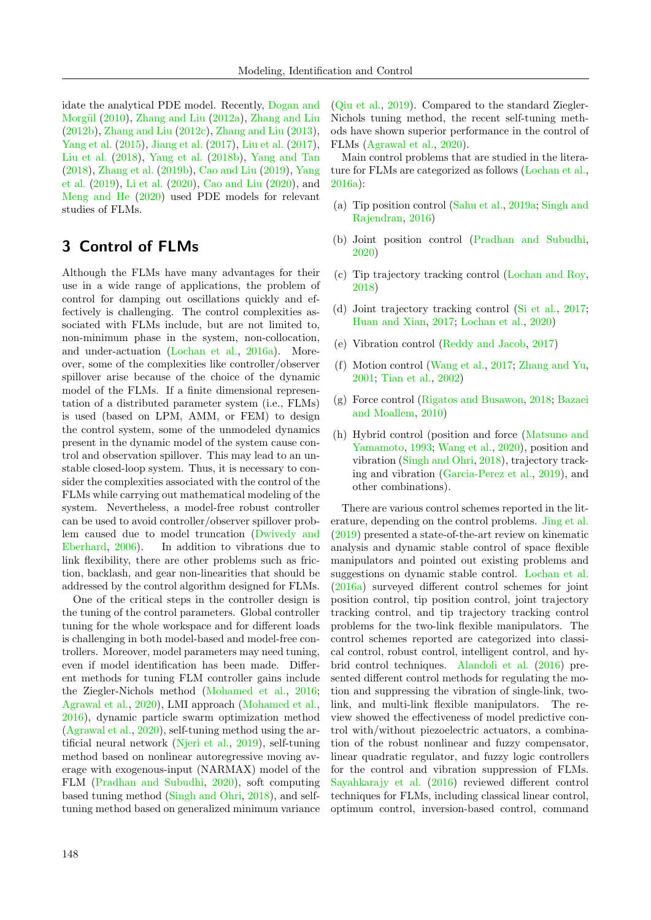idate the analytical PDE model. Recently, Dogan and Morgül (2010), Zhang and Liu (2012a), Zhang and Liu (2012b), Zhang and Liu (2012c), Zhang and Liu (2013), Yang et al. (2015), Jiang et al. (2017), Liu et al. (2017), Liu et al. (2018), Yang et al. (2018b), Yang and Tan (2018), Zhang et al. (2019b), Cao and Liu (2019), Yang et al. (2019), Li et al. (2020), Cao and Liu (2020), and Meng and He (2020) used PDE models for relevant studies of FLMs.

## 3 Control of FLMs

Although the FLMs have many advantages for their use in a wide range of applications, the problem of control for damping out oscillations quickly and effectively is challenging. The control complexities associated with FLMs include, but are not limited to, non-minimum phase in the system, non-collocation, and under-actuation (Lochan et al., 2016a). Moreover, some of the complexities like controller/observer spillover arise because of the choice of the dynamic model of the FLMs. If a finite dimensional representation of a distributed parameter system (i.e., FLMs) is used (based on LPM, AMM, or FEM) to design the control system, some of the unmodeled dynamics present in the dynamic model of the system cause control and observation spillover. This may lead to an unstable closed-loop system. Thus, it is necessary to consider the complexities associated with the control of the FLMs while carrying out mathematical modeling of the system. Nevertheless, a model-free robust controller can be used to avoid controller/observer spillover problem caused due to model truncation (Dwivedy and Eberhard, 2006). In addition to vibrations due to link flexibility, there are other problems such as friction, backlash, and gear non-linearities that should be addressed by the control algorithm designed for FLMs.

One of the critical steps in the controller design is the tuning of the control parameters. Global controller tuning for the whole workspace and for different loads is challenging in both model-based and model-free controllers. Moreover, model parameters may need tuning, even if model identification has been made. Different methods for tuning FLM controller gains include the Ziegler-Nichols method (Mohamed et al., 2016; Agrawal et al., 2020), LMI approach (Mohamed et al., 2016), dynamic particle swarm optimization method (Agrawal et al., 2020), self-tuning method using the artificial neural network (Njeri et al., 2019), self-tuning method based on nonlinear autoregressive moving average with exogenous-input (NARMAX) model of the FLM (Pradhan and Subudhi, 2020), soft computing based tuning method (Singh and Ohri, 2018), and self-tuning method based on generalized minimum variance (Qiu et al., 2019). Compared to the standard Ziegler-Nichols tuning method, the recent self-tuning methods have shown superior performance in the control of FLMs (Agrawal et al., 2020).

Main control problems that are studied in the literature for FLMs are categorized as follows (Lochan et al., 2016a):

(a) Tip position control (Sahu et al., 2019a; Singh and Rajendran, 2016)

(b) Joint position control (Pradhan and Subudhi, 2020)

(c) Tip trajectory tracking control (Lochan and Roy, 2018)

(d) Joint trajectory tracking control (Si et al., 2017; Huan and Xian, 2017; Lochan et al., 2020)

(e) Vibration control (Reddy and Jacob, 2017)

(f) Motion control (Wang et al., 2017; Zhang and Yu, 2001; Tian et al., 2002)

(g) Force control (Rigatos and Busawon, 2018; Bazaei and Moallem, 2010)

(h) Hybrid control (position and force (Matsuno and Yamamoto, 1993; Wang et al., 2020), position and vibration (Singh and Ohri, 2018), trajectory tracking and vibration (Garcia-Perez et al., 2019), and other combinations).

There are various control schemes reported in the literature, depending on the control problems. Jing et al. (2019) presented a state-of-the-art review on kinematic analysis and dynamic stable control of space flexible manipulators and pointed out existing problems and suggestions on dynamic stable control. Lochan et al. (2016a) surveyed different control schemes for joint position control, tip position control, joint trajectory tracking control, and tip trajectory tracking control problems for the two-link flexible manipulators. The control schemes reported are categorized into classical control, robust control, intelligent control, and hybrid control techniques. Alandoli et al. (2016) presented different control methods for regulating the motion and suppressing the vibration of single-link, two-link, and multi-link flexible manipulators. The review showed the effectiveness of model predictive control with/without piezoelectric actuators, a combination of the robust nonlinear and fuzzy compensator, linear quadratic regulator, and fuzzy logic controllers for the control and vibration suppression of FLMs. Sayahkarajy et al. (2016) reviewed different control techniques for FLMs, including classical linear control, optimum control, inversion-based control, command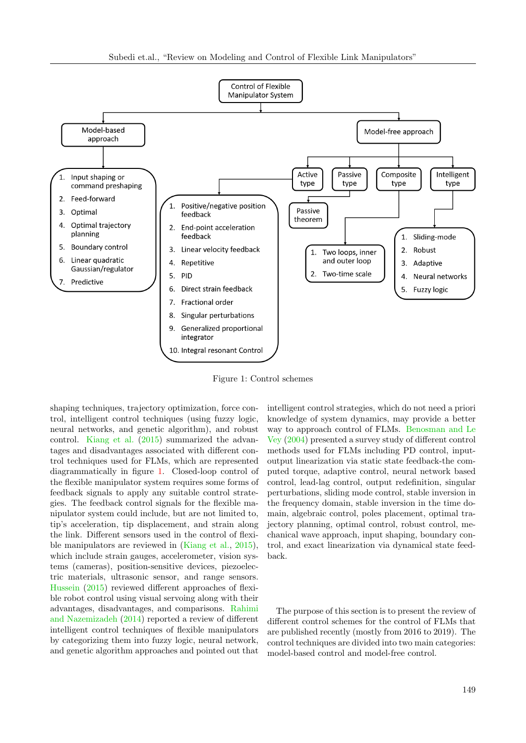- Control of Flexible Manipulator System
  - Model-based approach
    1. Input shaping or command preshaping
    2. Feed-forward
    3. Optimal
    4. Optimal trajectory planning
    5. Boundary control
    6. Linear quadratic Gaussian/regulator
    7. Predictive
  - Model-free approach
    - Active type
      1. Positive/negative position feedback
      2. End-point acceleration feedback
      3. Linear velocity feedback
      4. Repetitive
      5. PID
      6. Direct strain feedback
      7. Fractional order
      8. Singular perturbations
      9. Generalized proportional integrator
      10. Integral resonant Control
    - Passive type
      - Passive theorem
    - Composite type
      1. Two loops, inner and outer loop
      2. Two-time scale
    - Intelligent type
      1. Sliding-mode
      2. Robust
      3. Adaptive
      4. Neural networks
      5. Fuzzy logic

Figure 1: Control schemes

shaping techniques, trajectory optimization, force control, intelligent control techniques (using fuzzy logic, neural networks, and genetic algorithm), and robust control. Kiang et al. (2015) summarized the advantages and disadvantages associated with different control techniques used for FLMs, which are represented diagrammatically in figure 1. Closed-loop control of the flexible manipulator system requires some forms of feedback signals to apply any suitable control strategies. The feedback control signals for the flexible manipulator system could include, but are not limited to, tip's acceleration, tip displacement, and strain along the link. Different sensors used in the control of flexible manipulators are reviewed in (Kiang et al., 2015), which include strain gauges, accelerometer, vision systems (cameras), position-sensitive devices, piezoelectric materials, ultrasonic sensor, and range sensors. Hussein (2015) reviewed different approaches of flexible robot control using visual servoing along with their advantages, disadvantages, and comparisons. Rahimi and Nazemizadeh (2014) reported a review of different intelligent control techniques of flexible manipulators by categorizing them into fuzzy logic, neural network, and genetic algorithm approaches and pointed out that intelligent control strategies, which do not need a priori knowledge of system dynamics, may provide a better way to approach control of FLMs. Benosman and Le Vey (2004) presented a survey study of different control methods used for FLMs including PD control, input-output linearization via static state feedback-the computed torque, adaptive control, neural network based control, lead-lag control, output redefinition, singular perturbations, sliding mode control, stable inversion in the frequency domain, stable inversion in the time domain, algebraic control, poles placement, optimal trajectory planning, optimal control, robust control, mechanical wave approach, input shaping, boundary control, and exact linearization via dynamical state feedback.

The purpose of this section is to present the review of different control schemes for the control of FLMs that are published recently (mostly from 2016 to 2019). The control techniques are divided into two main categories: model-based control and model-free control.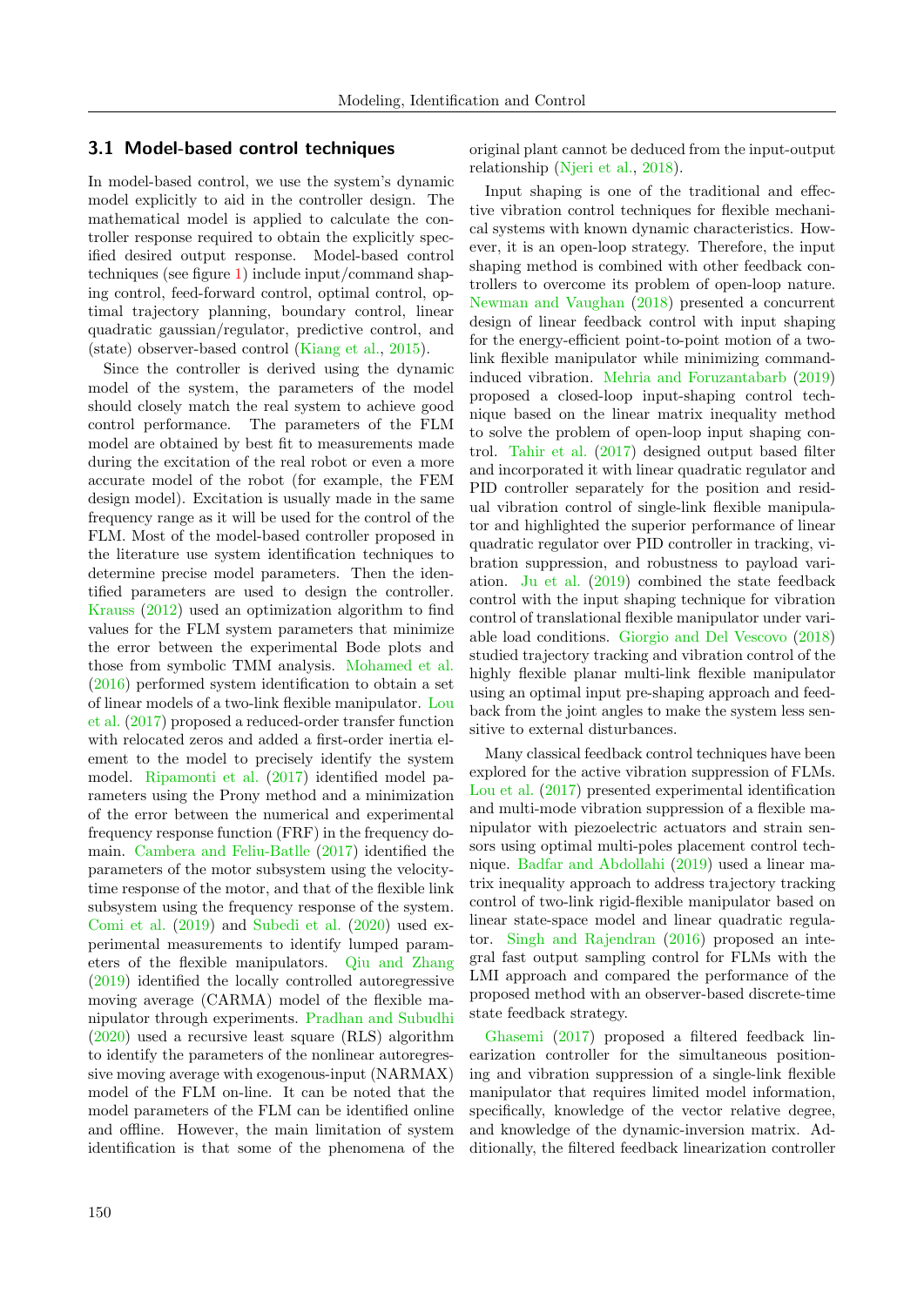### 3.1 Model-based control techniques

In model-based control, we use the system's dynamic model explicitly to aid in the controller design. The mathematical model is applied to calculate the controller response required to obtain the explicitly specified desired output response. Model-based control techniques (see figure 1) include input/command shaping control, feed-forward control, optimal control, optimal trajectory planning, boundary control, linear quadratic gaussian/regulator, predictive control, and (state) observer-based control (Kiang et al., 2015).

Since the controller is derived using the dynamic model of the system, the parameters of the model should closely match the real system to achieve good control performance. The parameters of the FLM model are obtained by best fit to measurements made during the excitation of the real robot or even a more accurate model of the robot (for example, the FEM design model). Excitation is usually made in the same frequency range as it will be used for the control of the FLM. Most of the model-based controller proposed in the literature use system identification techniques to determine precise model parameters. Then the identified parameters are used to design the controller. Krauss (2012) used an optimization algorithm to find values for the FLM system parameters that minimize the error between the experimental Bode plots and those from symbolic TMM analysis. Mohamed et al. (2016) performed system identification to obtain a set of linear models of a two-link flexible manipulator. Lou et al. (2017) proposed a reduced-order transfer function with relocated zeros and added a first-order inertia element to the model to precisely identify the system model. Ripamonti et al. (2017) identified model parameters using the Prony method and a minimization of the error between the numerical and experimental frequency response function (FRF) in the frequency domain. Cambera and Feliu-Batlle (2017) identified the parameters of the motor subsystem using the velocity-time response of the motor, and that of the flexible link subsystem using the frequency response of the system. Comi et al. (2019) and Subedi et al. (2020) used experimental measurements to identify lumped parameters of the flexible manipulators. Qiu and Zhang (2019) identified the locally controlled autoregressive moving average (CARMA) model of the flexible manipulator through experiments. Pradhan and Subudhi (2020) used a recursive least square (RLS) algorithm to identify the parameters of the nonlinear autoregressive moving average with exogenous-input (NARMAX) model of the FLM on-line. It can be noted that the model parameters of the FLM can be identified online and offline. However, the main limitation of system identification is that some of the phenomena of the original plant cannot be deduced from the input-output relationship (Njeri et al., 2018).

Input shaping is one of the traditional and effective vibration control techniques for flexible mechanical systems with known dynamic characteristics. However, it is an open-loop strategy. Therefore, the input shaping method is combined with other feedback controllers to overcome its problem of open-loop nature. Newman and Vaughan (2018) presented a concurrent design of linear feedback control with input shaping for the energy-efficient point-to-point motion of a two-link flexible manipulator while minimizing command-induced vibration. Mehria and Foruzantabarb (2019) proposed a closed-loop input-shaping control technique based on the linear matrix inequality method to solve the problem of open-loop input shaping control. Tahir et al. (2017) designed output based filter and incorporated it with linear quadratic regulator and PID controller separately for the position and residual vibration control of single-link flexible manipulator and highlighted the superior performance of linear quadratic regulator over PID controller in tracking, vibration suppression, and robustness to payload variation. Ju et al. (2019) combined the state feedback control with the input shaping technique for vibration control of translational flexible manipulator under variable load conditions. Giorgio and Del Vescovo (2018) studied trajectory tracking and vibration control of the highly flexible planar multi-link flexible manipulator using an optimal input pre-shaping approach and feedback from the joint angles to make the system less sensitive to external disturbances.

Many classical feedback control techniques have been explored for the active vibration suppression of FLMs. Lou et al. (2017) presented experimental identification and multi-mode vibration suppression of a flexible manipulator with piezoelectric actuators and strain sensors using optimal multi-poles placement control technique. Badfar and Abdollahi (2019) used a linear matrix inequality approach to address trajectory tracking control of two-link rigid-flexible manipulator based on linear state-space model and linear quadratic regulator. Singh and Rajendran (2016) proposed an integral fast output sampling control for FLMs with the LMI approach and compared the performance of the proposed method with an observer-based discrete-time state feedback strategy.

Ghasemi (2017) proposed a filtered feedback linearization controller for the simultaneous positioning and vibration suppression of a single-link flexible manipulator that requires limited model information, specifically, knowledge of the vector relative degree, and knowledge of the dynamic-inversion matrix. Additionally, the filtered feedback linearization controller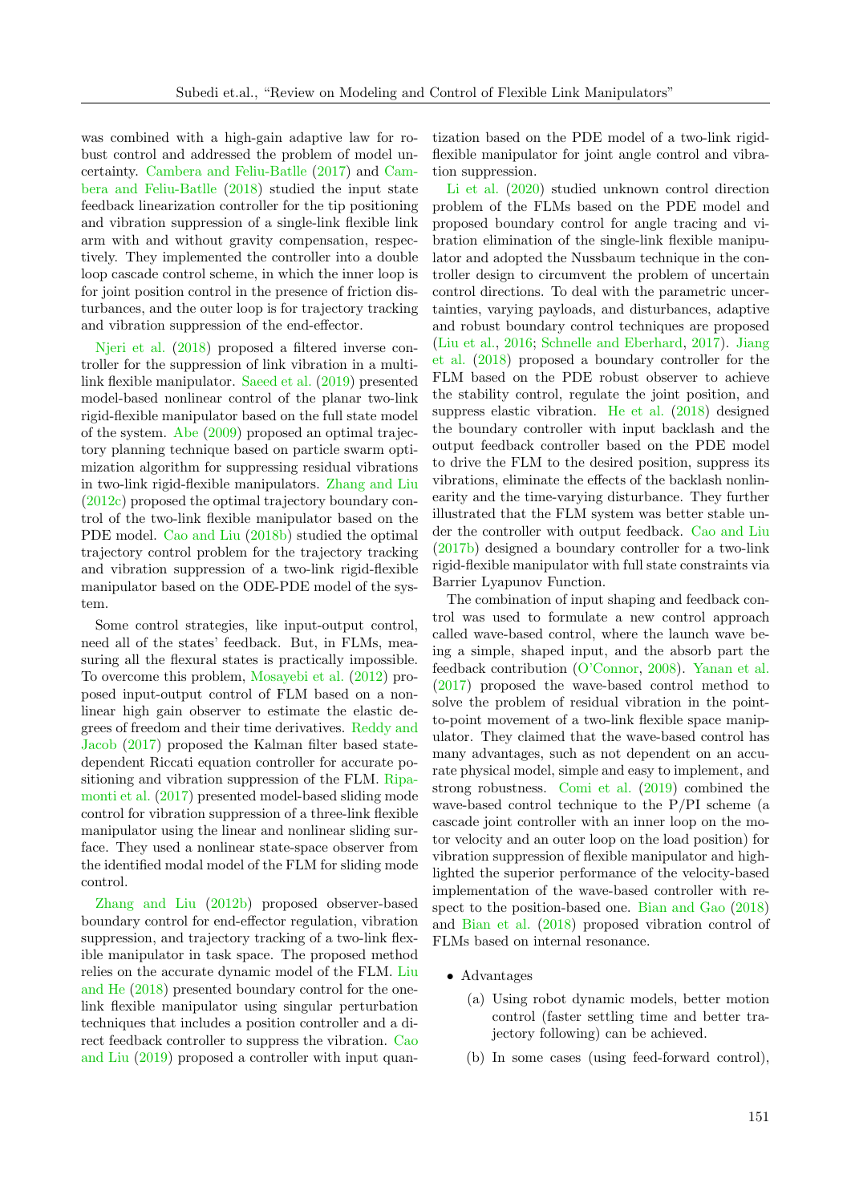was combined with a high-gain adaptive law for robust control and addressed the problem of model uncertainty. Cambera and Feliu-Batlle (2017) and Cambera and Feliu-Batlle (2018) studied the input state feedback linearization controller for the tip positioning and vibration suppression of a single-link flexible link arm with and without gravity compensation, respectively. They implemented the controller into a double loop cascade control scheme, in which the inner loop is for joint position control in the presence of friction disturbances, and the outer loop is for trajectory tracking and vibration suppression of the end-effector.

Njeri et al. (2018) proposed a filtered inverse controller for the suppression of link vibration in a multi-link flexible manipulator. Saeed et al. (2019) presented model-based nonlinear control of the planar two-link rigid-flexible manipulator based on the full state model of the system. Abe (2009) proposed an optimal trajectory planning technique based on particle swarm optimization algorithm for suppressing residual vibrations in two-link rigid-flexible manipulators. Zhang and Liu (2012c) proposed the optimal trajectory boundary control of the two-link flexible manipulator based on the PDE model. Cao and Liu (2018b) studied the optimal trajectory control problem for the trajectory tracking and vibration suppression of a two-link rigid-flexible manipulator based on the ODE-PDE model of the system.

Some control strategies, like input-output control, need all of the states' feedback. But, in FLMs, measuring all the flexural states is practically impossible. To overcome this problem, Mosayebi et al. (2012) proposed input-output control of FLM based on a nonlinear high gain observer to estimate the elastic degrees of freedom and their time derivatives. Reddy and Jacob (2017) proposed the Kalman filter based state-dependent Riccati equation controller for accurate positioning and vibration suppression of the FLM. Ripamonti et al. (2017) presented model-based sliding mode control for vibration suppression of a three-link flexible manipulator using the linear and nonlinear sliding surface. They used a nonlinear state-space observer from the identified modal model of the FLM for sliding mode control.

Zhang and Liu (2012b) proposed observer-based boundary control for end-effector regulation, vibration suppression, and trajectory tracking of a two-link flexible manipulator in task space. The proposed method relies on the accurate dynamic model of the FLM. Liu and He (2018) presented boundary control for the one-link flexible manipulator using singular perturbation techniques that includes a position controller and a direct feedback controller to suppress the vibration. Cao and Liu (2019) proposed a controller with input quantization based on the PDE model of a two-link rigid-flexible manipulator for joint angle control and vibration suppression.

Li et al. (2020) studied unknown control direction problem of the FLMs based on the PDE model and proposed boundary control for angle tracing and vibration elimination of the single-link flexible manipulator and adopted the Nussbaum technique in the controller design to circumvent the problem of uncertain control directions. To deal with the parametric uncertainties, varying payloads, and disturbances, adaptive and robust boundary control techniques are proposed (Liu et al., 2016; Schnelle and Eberhard, 2017). Jiang et al. (2018) proposed a boundary controller for the FLM based on the PDE robust observer to achieve the stability control, regulate the joint position, and suppress elastic vibration. He et al. (2018) designed the boundary controller with input backlash and the output feedback controller based on the PDE model to drive the FLM to the desired position, suppress its vibrations, eliminate the effects of the backlash nonlinearity and the time-varying disturbance. They further illustrated that the FLM system was better stable under the controller with output feedback. Cao and Liu (2017b) designed a boundary controller for a two-link rigid-flexible manipulator with full state constraints via Barrier Lyapunov Function.

The combination of input shaping and feedback control was used to formulate a new control approach called wave-based control, where the launch wave being a simple, shaped input, and the absorb part the feedback contribution (O'Connor, 2008). Yanan et al. (2017) proposed the wave-based control method to solve the problem of residual vibration in the point-to-point movement of a two-link flexible space manipulator. They claimed that the wave-based control has many advantages, such as not dependent on an accurate physical model, simple and easy to implement, and strong robustness. Comi et al. (2019) combined the wave-based control technique to the P/PI scheme (a cascade joint controller with an inner loop on the motor velocity and an outer loop on the load position) for vibration suppression of flexible manipulator and highlighted the superior performance of the velocity-based implementation of the wave-based controller with respect to the position-based one. Bian and Gao (2018) and Bian et al. (2018) proposed vibration control of FLMs based on internal resonance.

- Advantages
  - (a) Using robot dynamic models, better motion control (faster settling time and better trajectory following) can be achieved.
  - (b) In some cases (using feed-forward control),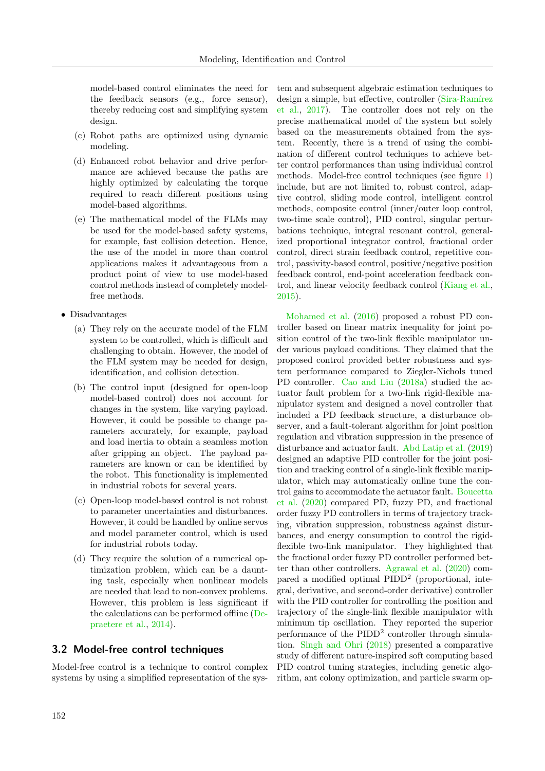model-based control eliminates the need for the feedback sensors (e.g., force sensor), thereby reducing cost and simplifying system design.

(c) Robot paths are optimized using dynamic modeling.

(d) Enhanced robot behavior and drive performance are achieved because the paths are highly optimized by calculating the torque required to reach different positions using model-based algorithms.

(e) The mathematical model of the FLMs may be used for the model-based safety systems, for example, fast collision detection. Hence, the use of the model in more than control applications makes it advantageous from a product point of view to use model-based control methods instead of completely model-free methods.

- Disadvantages

  (a) They rely on the accurate model of the FLM system to be controlled, which is difficult and challenging to obtain. However, the model of the FLM system may be needed for design, identification, and collision detection.

  (b) The control input (designed for open-loop model-based control) does not account for changes in the system, like varying payload. However, it could be possible to change parameters accurately, for example, payload and load inertia to obtain a seamless motion after gripping an object. The payload parameters are known or can be identified by the robot. This functionality is implemented in industrial robots for several years.

  (c) Open-loop model-based control is not robust to parameter uncertainties and disturbances. However, it could be handled by online servos and model parameter control, which is used for industrial robots today.

  (d) They require the solution of a numerical optimization problem, which can be a daunting task, especially when nonlinear models are needed that lead to non-convex problems. However, this problem is less significant if the calculations can be performed offline (Depraetere et al., 2014).

## 3.2 Model-free control techniques

Model-free control is a technique to control complex systems by using a simplified representation of the system and subsequent algebraic estimation techniques to design a simple, but effective, controller (Sira-Ramírez et al., 2017). The controller does not rely on the precise mathematical model of the system but solely based on the measurements obtained from the system. Recently, there is a trend of using the combination of different control techniques to achieve better control performances than using individual control methods. Model-free control techniques (see figure 1) include, but are not limited to, robust control, adaptive control, sliding mode control, intelligent control methods, composite control (inner/outer loop control, two-time scale control), PID control, singular perturbations technique, integral resonant control, generalized proportional integrator control, fractional order control, direct strain feedback control, repetitive control, passivity-based control, positive/negative position feedback control, end-point acceleration feedback control, and linear velocity feedback control (Kiang et al., 2015).

Mohamed et al. (2016) proposed a robust PD controller based on linear matrix inequality for joint position control of the two-link flexible manipulator under various payload conditions. They claimed that the proposed control provided better robustness and system performance compared to Ziegler-Nichols tuned PD controller. Cao and Liu (2018a) studied the actuator fault problem for a two-link rigid-flexible manipulator system and designed a novel controller that included a PD feedback structure, a disturbance observer, and a fault-tolerant algorithm for joint position regulation and vibration suppression in the presence of disturbance and actuator fault. Abd Latip et al. (2019) designed an adaptive PID controller for the joint position and tracking control of a single-link flexible manipulator, which may automatically online tune the control gains to accommodate the actuator fault. Boucetta et al. (2020) compared PD, fuzzy PD, and fractional order fuzzy PD controllers in terms of trajectory tracking, vibration suppression, robustness against disturbances, and energy consumption to control the rigid-flexible two-link manipulator. They highlighted that the fractional order fuzzy PD controller performed better than other controllers. Agrawal et al. (2020) compared a modified optimal PIDD$^2$ (proportional, integral, derivative, and second-order derivative) controller with the PID controller for controlling the position and trajectory of the single-link flexible manipulator with minimum tip oscillation. They reported the superior performance of the PIDD$^2$ controller through simulation. Singh and Ohri (2018) presented a comparative study of different nature-inspired soft computing based PID control tuning strategies, including genetic algorithm, ant colony optimization, and particle swarm op-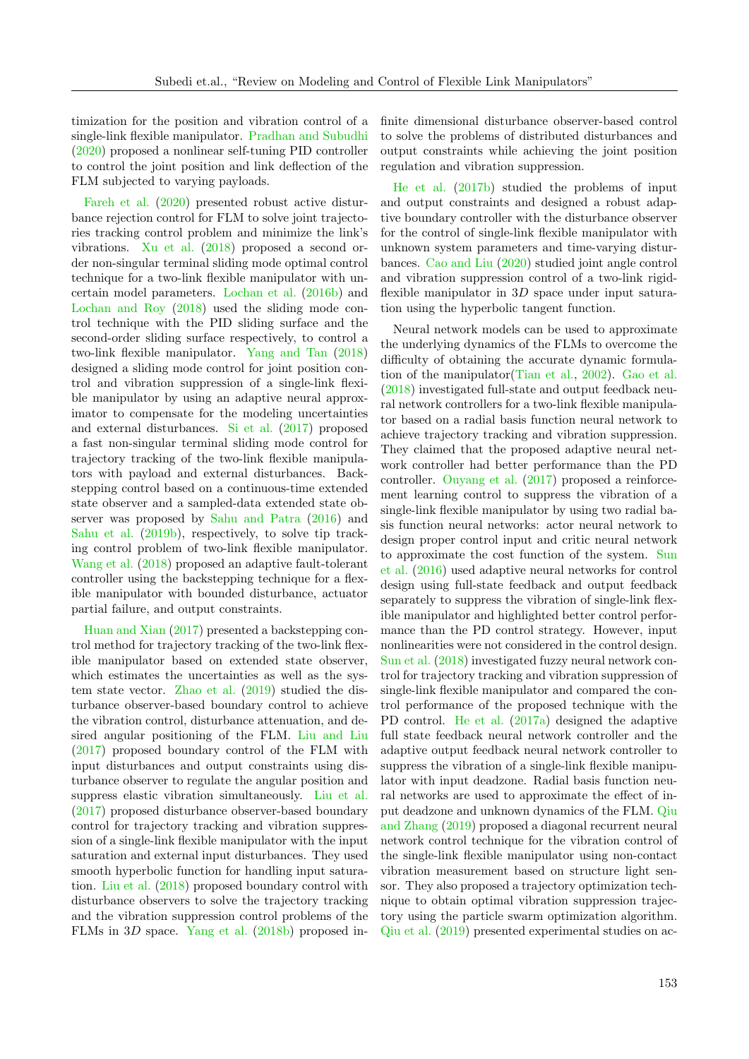timization for the position and vibration control of a single-link flexible manipulator. Pradhan and Subudhi (2020) proposed a nonlinear self-tuning PID controller to control the joint position and link deflection of the FLM subjected to varying payloads.

Fareh et al. (2020) presented robust active disturbance rejection control for FLM to solve joint trajectories tracking control problem and minimize the link's vibrations. Xu et al. (2018) proposed a second order non-singular terminal sliding mode optimal control technique for a two-link flexible manipulator with uncertain model parameters. Lochan et al. (2016b) and Lochan and Roy (2018) used the sliding mode control technique with the PID sliding surface and the second-order sliding surface respectively, to control a two-link flexible manipulator. Yang and Tan (2018) designed a sliding mode control for joint position control and vibration suppression of a single-link flexible manipulator by using an adaptive neural approximator to compensate for the modeling uncertainties and external disturbances. Si et al. (2017) proposed a fast non-singular terminal sliding mode control for trajectory tracking of the two-link flexible manipulators with payload and external disturbances. Backstepping control based on a continuous-time extended state observer and a sampled-data extended state observer was proposed by Sahu and Patra (2016) and Sahu et al. (2019b), respectively, to solve tip tracking control problem of two-link flexible manipulator. Wang et al. (2018) proposed an adaptive fault-tolerant controller using the backstepping technique for a flexible manipulator with bounded disturbance, actuator partial failure, and output constraints.

Huan and Xian (2017) presented a backstepping control method for trajectory tracking of the two-link flexible manipulator based on extended state observer, which estimates the uncertainties as well as the system state vector. Zhao et al. (2019) studied the disturbance observer-based boundary control to achieve the vibration control, disturbance attenuation, and desired angular positioning of the FLM. Liu and Liu (2017) proposed boundary control of the FLM with input disturbances and output constraints using disturbance observer to regulate the angular position and suppress elastic vibration simultaneously. Liu et al. (2017) proposed disturbance observer-based boundary control for trajectory tracking and vibration suppression of a single-link flexible manipulator with the input saturation and external input disturbances. They used smooth hyperbolic function for handling input saturation. Liu et al. (2018) proposed boundary control with disturbance observers to solve the trajectory tracking and the vibration suppression control problems of the FLMs in $3D$ space. Yang et al. (2018b) proposed infinite dimensional disturbance observer-based control to solve the problems of distributed disturbances and output constraints while achieving the joint position regulation and vibration suppression.

He et al. (2017b) studied the problems of input and output constraints and designed a robust adaptive boundary controller with the disturbance observer for the control of single-link flexible manipulator with unknown system parameters and time-varying disturbances. Cao and Liu (2020) studied joint angle control and vibration suppression control of a two-link rigid-flexible manipulator in $3D$ space under input saturation using the hyperbolic tangent function.

Neural network models can be used to approximate the underlying dynamics of the FLMs to overcome the difficulty of obtaining the accurate dynamic formulation of the manipulator(Tian et al., 2002). Gao et al. (2018) investigated full-state and output feedback neural network controllers for a two-link flexible manipulator based on a radial basis function neural network to achieve trajectory tracking and vibration suppression. They claimed that the proposed adaptive neural network controller had better performance than the PD controller. Ouyang et al. (2017) proposed a reinforcement learning control to suppress the vibration of a single-link flexible manipulator by using two radial basis function neural networks: actor neural network to design proper control input and critic neural network to approximate the cost function of the system. Sun et al. (2016) used adaptive neural networks for control design using full-state feedback and output feedback separately to suppress the vibration of single-link flexible manipulator and highlighted better control performance than the PD control strategy. However, input nonlinearities were not considered in the control design. Sun et al. (2018) investigated fuzzy neural network control for trajectory tracking and vibration suppression of single-link flexible manipulator and compared the control performance of the proposed technique with the PD control. He et al. (2017a) designed the adaptive full state feedback neural network controller and the adaptive output feedback neural network controller to suppress the vibration of a single-link flexible manipulator with input deadzone. Radial basis function neural networks are used to approximate the effect of input deadzone and unknown dynamics of the FLM. Qiu and Zhang (2019) proposed a diagonal recurrent neural network control technique for the vibration control of the single-link flexible manipulator using non-contact vibration measurement based on structure light sensor. They also proposed a trajectory optimization technique to obtain optimal vibration suppression trajectory using the particle swarm optimization algorithm. Qiu et al. (2019) presented experimental studies on ac-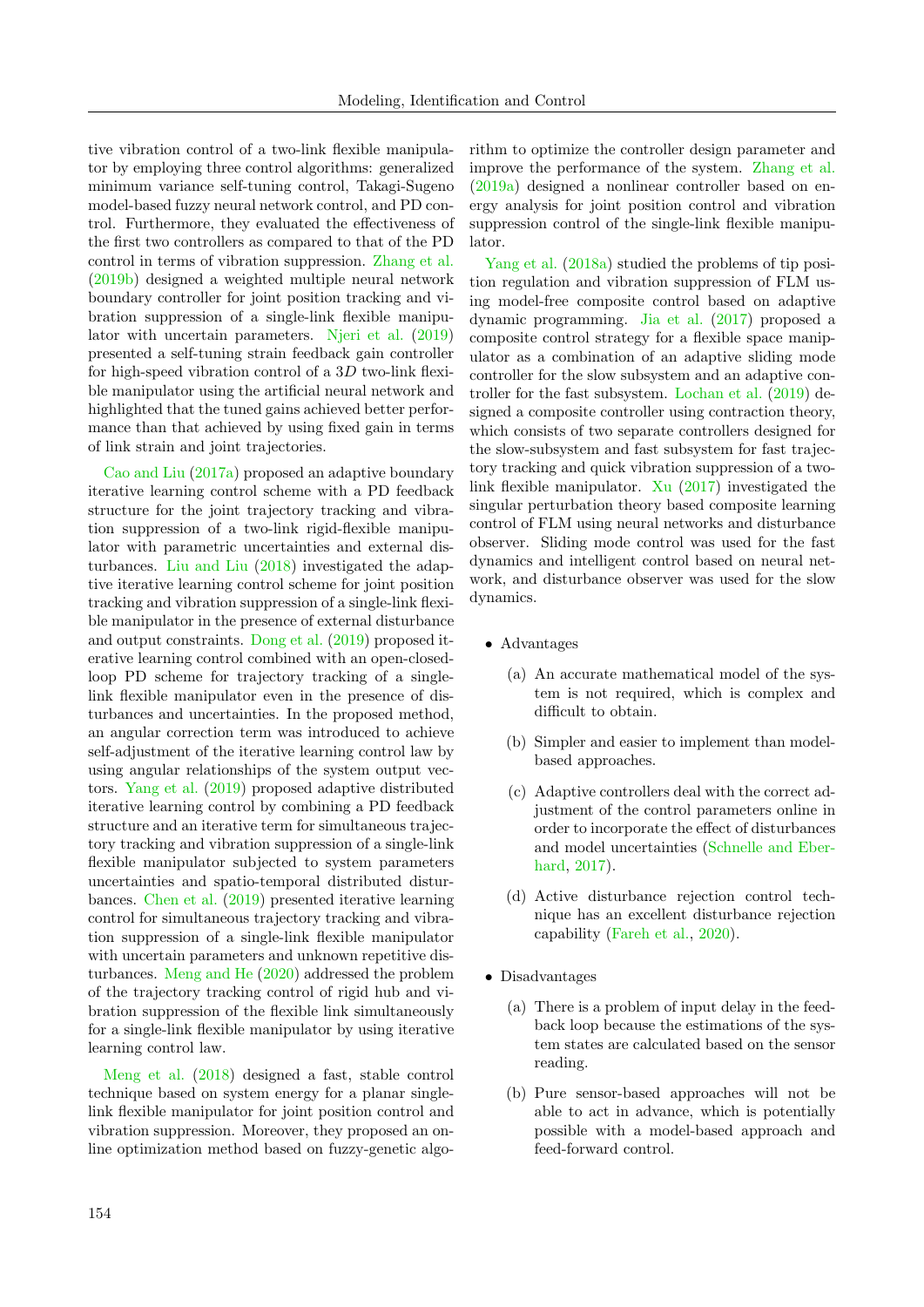tive vibration control of a two-link flexible manipulator by employing three control algorithms: generalized minimum variance self-tuning control, Takagi-Sugeno model-based fuzzy neural network control, and PD control. Furthermore, they evaluated the effectiveness of the first two controllers as compared to that of the PD control in terms of vibration suppression. Zhang et al. (2019b) designed a weighted multiple neural network boundary controller for joint position tracking and vibration suppression of a single-link flexible manipulator with uncertain parameters. Njeri et al. (2019) presented a self-tuning strain feedback gain controller for high-speed vibration control of a $3D$ two-link flexible manipulator using the artificial neural network and highlighted that the tuned gains achieved better performance than that achieved by using fixed gain in terms of link strain and joint trajectories.

Cao and Liu (2017a) proposed an adaptive boundary iterative learning control scheme with a PD feedback structure for the joint trajectory tracking and vibration suppression of a two-link rigid-flexible manipulator with parametric uncertainties and external disturbances. Liu and Liu (2018) investigated the adaptive iterative learning control scheme for joint position tracking and vibration suppression of a single-link flexible manipulator in the presence of external disturbance and output constraints. Dong et al. (2019) proposed iterative learning control combined with an open-closed-loop PD scheme for trajectory tracking of a single-link flexible manipulator even in the presence of disturbances and uncertainties. In the proposed method, an angular correction term was introduced to achieve self-adjustment of the iterative learning control law by using angular relationships of the system output vectors. Yang et al. (2019) proposed adaptive distributed iterative learning control by combining a PD feedback structure and an iterative term for simultaneous trajectory tracking and vibration suppression of a single-link flexible manipulator subjected to system parameters uncertainties and spatio-temporal distributed disturbances. Chen et al. (2019) presented iterative learning control for simultaneous trajectory tracking and vibration suppression of a single-link flexible manipulator with uncertain parameters and unknown repetitive disturbances. Meng and He (2020) addressed the problem of the trajectory tracking control of rigid hub and vibration suppression of the flexible link simultaneously for a single-link flexible manipulator by using iterative learning control law.

Meng et al. (2018) designed a fast, stable control technique based on system energy for a planar single-link flexible manipulator for joint position control and vibration suppression. Moreover, they proposed an online optimization method based on fuzzy-genetic algorithm to optimize the controller design parameter and improve the performance of the system. Zhang et al. (2019a) designed a nonlinear controller based on energy analysis for joint position control and vibration suppression control of the single-link flexible manipulator.

Yang et al. (2018a) studied the problems of tip position regulation and vibration suppression of FLM using model-free composite control based on adaptive dynamic programming. Jia et al. (2017) proposed a composite control strategy for a flexible space manipulator as a combination of an adaptive sliding mode controller for the slow subsystem and an adaptive controller for the fast subsystem. Lochan et al. (2019) designed a composite controller using contraction theory, which consists of two separate controllers designed for the slow-subsystem and fast subsystem for fast trajectory tracking and quick vibration suppression of a two-link flexible manipulator. Xu (2017) investigated the singular perturbation theory based composite learning control of FLM using neural networks and disturbance observer. Sliding mode control was used for the fast dynamics and intelligent control based on neural network, and disturbance observer was used for the slow dynamics.

- Advantages
  (a) An accurate mathematical model of the system is not required, which is complex and difficult to obtain.
  (b) Simpler and easier to implement than model-based approaches.
  (c) Adaptive controllers deal with the correct adjustment of the control parameters online in order to incorporate the effect of disturbances and model uncertainties (Schnelle and Eberhard, 2017).
  (d) Active disturbance rejection control technique has an excellent disturbance rejection capability (Fareh et al., 2020).

- Disadvantages
  (a) There is a problem of input delay in the feedback loop because the estimations of the system states are calculated based on the sensor reading.
  (b) Pure sensor-based approaches will not be able to act in advance, which is potentially possible with a model-based approach and feed-forward control.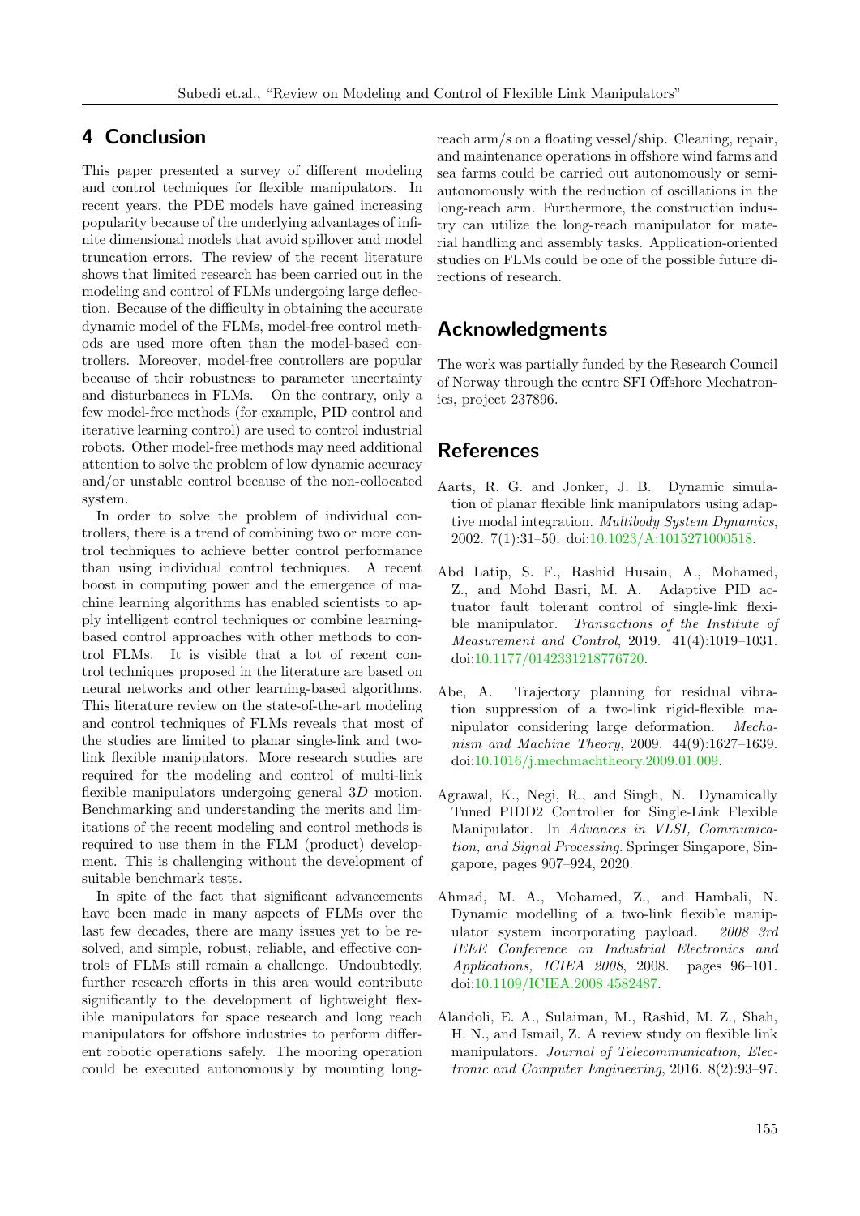## 4 Conclusion

This paper presented a survey of different modeling and control techniques for flexible manipulators. In recent years, the PDE models have gained increasing popularity because of the underlying advantages of infinite dimensional models that avoid spillover and model truncation errors. The review of the recent literature shows that limited research has been carried out in the modeling and control of FLMs undergoing large deflection. Because of the difficulty in obtaining the accurate dynamic model of the FLMs, model-free control methods are used more often than the model-based controllers. Moreover, model-free controllers are popular because of their robustness to parameter uncertainty and disturbances in FLMs. On the contrary, only a few model-free methods (for example, PID control and iterative learning control) are used to control industrial robots. Other model-free methods may need additional attention to solve the problem of low dynamic accuracy and/or unstable control because of the non-collocated system.

In order to solve the problem of individual controllers, there is a trend of combining two or more control techniques to achieve better control performance than using individual control techniques. A recent boost in computing power and the emergence of machine learning algorithms has enabled scientists to apply intelligent control techniques or combine learning-based control approaches with other methods to control FLMs. It is visible that a lot of recent control techniques proposed in the literature are based on neural networks and other learning-based algorithms. This literature review on the state-of-the-art modeling and control techniques of FLMs reveals that most of the studies are limited to planar single-link and two-link flexible manipulators. More research studies are required for the modeling and control of multi-link flexible manipulators undergoing general $3D$ motion. Benchmarking and understanding the merits and limitations of the recent modeling and control methods is required to use them in the FLM (product) development. This is challenging without the development of suitable benchmark tests.

In spite of the fact that significant advancements have been made in many aspects of FLMs over the last few decades, there are many issues yet to be resolved, and simple, robust, reliable, and effective controls of FLMs still remain a challenge. Undoubtedly, further research efforts in this area would contribute significantly to the development of lightweight flexible manipulators for space research and long reach manipulators for offshore industries to perform different robotic operations safely. The mooring operation could be executed autonomously by mounting long-reach arm/s on a floating vessel/ship. Cleaning, repair, and maintenance operations in offshore wind farms and sea farms could be carried out autonomously or semi-autonomously with the reduction of oscillations in the long-reach arm. Furthermore, the construction industry can utilize the long-reach manipulator for material handling and assembly tasks. Application-oriented studies on FLMs could be one of the possible future directions of research.

## Acknowledgments

The work was partially funded by the Research Council of Norway through the centre SFI Offshore Mechatronics, project 237896.

## References

Aarts, R. G. and Jonker, J. B. Dynamic simulation of planar flexible link manipulators using adaptive modal integration. *Multibody System Dynamics*, 2002. 7(1):31–50. doi:10.1023/A:1015271000518.

Abd Latip, S. F., Rashid Husain, A., Mohamed, Z., and Mohd Basri, M. A. Adaptive PID actuator fault tolerant control of single-link flexible manipulator. *Transactions of the Institute of Measurement and Control*, 2019. 41(4):1019–1031. doi:10.1177/0142331218776720.

Abe, A. Trajectory planning for residual vibration suppression of a two-link rigid-flexible manipulator considering large deformation. *Mechanism and Machine Theory*, 2009. 44(9):1627–1639. doi:10.1016/j.mechmachtheory.2009.01.009.

Agrawal, K., Negi, R., and Singh, N. Dynamically Tuned PIDD2 Controller for Single-Link Flexible Manipulator. In *Advances in VLSI, Communication, and Signal Processing*. Springer Singapore, Singapore, pages 907–924, 2020.

Ahmad, M. A., Mohamed, Z., and Hambali, N. Dynamic modelling of a two-link flexible manipulator system incorporating payload. *2008 3rd IEEE Conference on Industrial Electronics and Applications, ICIEA 2008*, 2008. pages 96–101. doi:10.1109/ICIEA.2008.4582487.

Alandoli, E. A., Sulaiman, M., Rashid, M. Z., Shah, H. N., and Ismail, Z. A review study on flexible link manipulators. *Journal of Telecommunication, Electronic and Computer Engineering*, 2016. 8(2):93–97.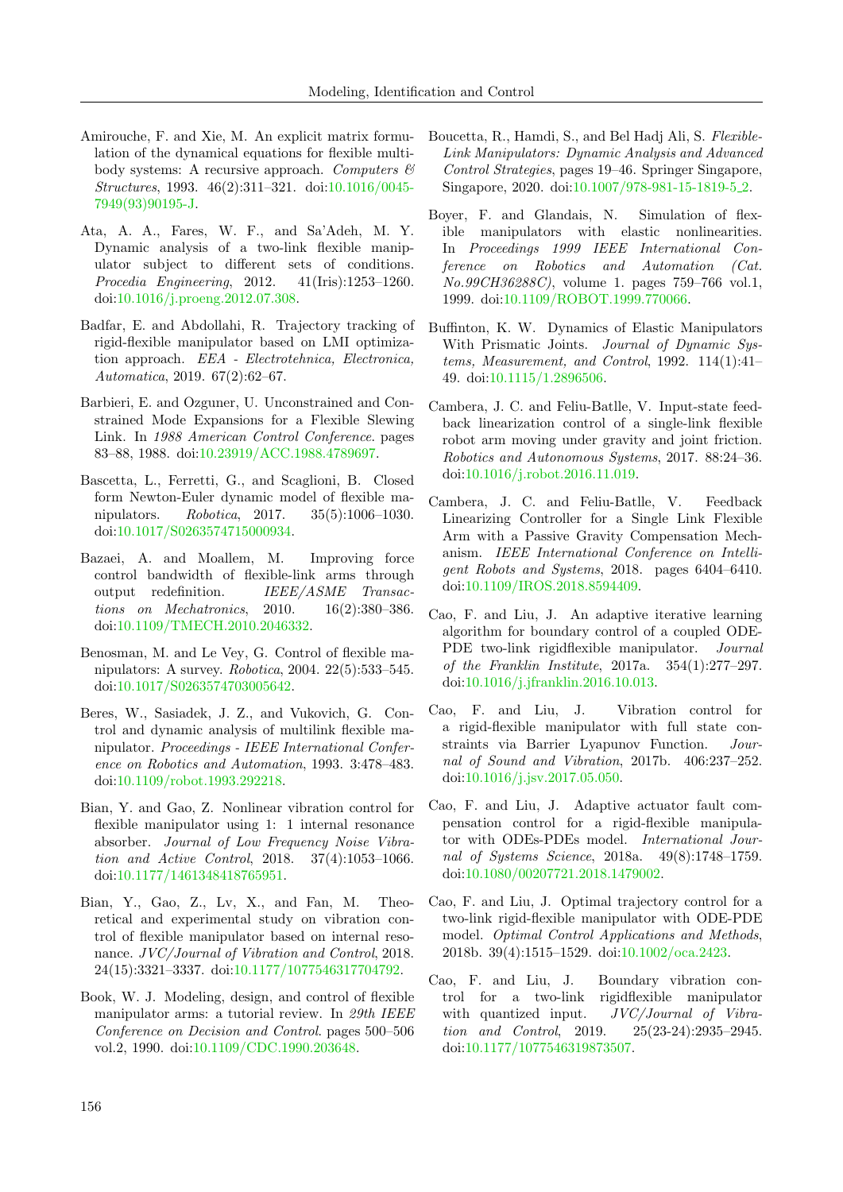Amirouche, F. and Xie, M. An explicit matrix formulation of the dynamical equations for flexible multibody systems: A recursive approach. *Computers & Structures*, 1993. 46(2):311–321. doi:10.1016/0045-7949(93)90195-J.

Ata, A. A., Fares, W. F., and Sa'Adeh, M. Y. Dynamic analysis of a two-link flexible manipulator subject to different sets of conditions. *Procedia Engineering*, 2012. 41(Iris):1253–1260. doi:10.1016/j.proeng.2012.07.308.

Badfar, E. and Abdollahi, R. Trajectory tracking of rigid-flexible manipulator based on LMI optimization approach. *EEA - Electrotehnica, Electronica, Automatica*, 2019. 67(2):62–67.

Barbieri, E. and Ozguner, U. Unconstrained and Constrained Mode Expansions for a Flexible Slewing Link. In *1988 American Control Conference*. pages 83–88, 1988. doi:10.23919/ACC.1988.4789697.

Bascetta, L., Ferretti, G., and Scaglioni, B. Closed form Newton-Euler dynamic model of flexible manipulators. *Robotica*, 2017. 35(5):1006–1030. doi:10.1017/S0263574715000934.

Bazaei, A. and Moallem, M. Improving force control bandwidth of flexible-link arms through output redefinition. *IEEE/ASME Transactions on Mechatronics*, 2010. 16(2):380–386. doi:10.1109/TMECH.2010.2046332.

Benosman, M. and Le Vey, G. Control of flexible manipulators: A survey. *Robotica*, 2004. 22(5):533–545. doi:10.1017/S0263574703005642.

Beres, W., Sasiadek, J. Z., and Vukovich, G. Control and dynamic analysis of multilink flexible manipulator. *Proceedings - IEEE International Conference on Robotics and Automation*, 1993. 3:478–483. doi:10.1109/robot.1993.292218.

Bian, Y. and Gao, Z. Nonlinear vibration control for flexible manipulator using 1: 1 internal resonance absorber. *Journal of Low Frequency Noise Vibration and Active Control*, 2018. 37(4):1053–1066. doi:10.1177/1461348418765951.

Bian, Y., Gao, Z., Lv, X., and Fan, M. Theoretical and experimental study on vibration control of flexible manipulator based on internal resonance. *JVC/Journal of Vibration and Control*, 2018. 24(15):3321–3337. doi:10.1177/1077546317704792.

Book, W. J. Modeling, design, and control of flexible manipulator arms: a tutorial review. In *29th IEEE Conference on Decision and Control*. pages 500–506 vol.2, 1990. doi:10.1109/CDC.1990.203648.

Boucetta, R., Hamdi, S., and Bel Hadj Ali, S. *Flexible-Link Manipulators: Dynamic Analysis and Advanced Control Strategies*, pages 19–46. Springer Singapore, Singapore, 2020. doi:10.1007/978-981-15-1819-5_2.

Boyer, F. and Glandais, N. Simulation of flexible manipulators with elastic nonlinearities. In *Proceedings 1999 IEEE International Conference on Robotics and Automation (Cat. No.99CH36288C)*, volume 1. pages 759–766 vol.1, 1999. doi:10.1109/ROBOT.1999.770066.

Buffinton, K. W. Dynamics of Elastic Manipulators With Prismatic Joints. *Journal of Dynamic Systems, Measurement, and Control*, 1992. 114(1):41–49. doi:10.1115/1.2896506.

Cambera, J. C. and Feliu-Batlle, V. Input-state feedback linearization control of a single-link flexible robot arm moving under gravity and joint friction. *Robotics and Autonomous Systems*, 2017. 88:24–36. doi:10.1016/j.robot.2016.11.019.

Cambera, J. C. and Feliu-Batlle, V. Feedback Linearizing Controller for a Single Link Flexible Arm with a Passive Gravity Compensation Mechanism. *IEEE International Conference on Intelligent Robots and Systems*, 2018. pages 6404–6410. doi:10.1109/IROS.2018.8594409.

Cao, F. and Liu, J. An adaptive iterative learning algorithm for boundary control of a coupled ODE-PDE two-link rigidflexible manipulator. *Journal of the Franklin Institute*, 2017a. 354(1):277–297. doi:10.1016/j.jfranklin.2016.10.013.

Cao, F. and Liu, J. Vibration control for a rigid-flexible manipulator with full state constraints via Barrier Lyapunov Function. *Journal of Sound and Vibration*, 2017b. 406:237–252. doi:10.1016/j.jsv.2017.05.050.

Cao, F. and Liu, J. Adaptive actuator fault compensation control for a rigid-flexible manipulator with ODEs-PDEs model. *International Journal of Systems Science*, 2018a. 49(8):1748–1759. doi:10.1080/00207721.2018.1479002.

Cao, F. and Liu, J. Optimal trajectory control for a two-link rigid-flexible manipulator with ODE-PDE model. *Optimal Control Applications and Methods*, 2018b. 39(4):1515–1529. doi:10.1002/oca.2423.

Cao, F. and Liu, J. Boundary vibration control for a two-link rigidflexible manipulator with quantized input. *JVC/Journal of Vibration and Control*, 2019. 25(23-24):2935–2945. doi:10.1177/1077546319873507.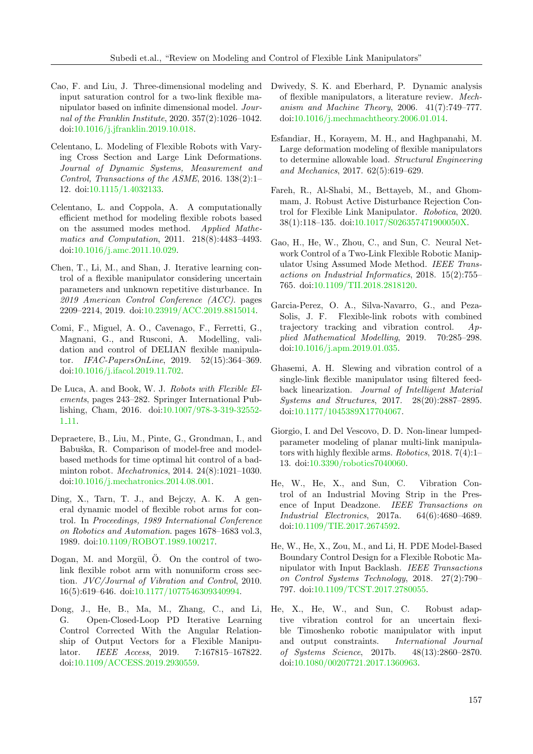Cao, F. and Liu, J. Three-dimensional modeling and input saturation control for a two-link flexible manipulator based on infinite dimensional model. *Journal of the Franklin Institute*, 2020. 357(2):1026–1042. doi:10.1016/j.jfranklin.2019.10.018.

Celentano, L. Modeling of Flexible Robots with Varying Cross Section and Large Link Deformations. *Journal of Dynamic Systems, Measurement and Control, Transactions of the ASME*, 2016. 138(2):1–12. doi:10.1115/1.4032133.

Celentano, L. and Coppola, A. A computationally efficient method for modeling flexible robots based on the assumed modes method. *Applied Mathematics and Computation*, 2011. 218(8):4483–4493. doi:10.1016/j.amc.2011.10.029.

Chen, T., Li, M., and Shan, J. Iterative learning control of a flexible manipulator considering uncertain parameters and unknown repetitive disturbance. In *2019 American Control Conference (ACC)*. pages 2209–2214, 2019. doi:10.23919/ACC.2019.8815014.

Comi, F., Miguel, A. O., Cavenago, F., Ferretti, G., Magnani, G., and Rusconi, A. Modelling, validation and control of DELIAN flexible manipulator. *IFAC-PapersOnLine*, 2019. 52(15):364–369. doi:10.1016/j.ifacol.2019.11.702.

De Luca, A. and Book, W. J. *Robots with Flexible Elements*, pages 243–282. Springer International Publishing, Cham, 2016. doi:10.1007/978-3-319-32552-1_11.

Depraetere, B., Liu, M., Pinte, G., Grondman, I., and Babuška, R. Comparison of model-free and model-based methods for time optimal hit control of a badminton robot. *Mechatronics*, 2014. 24(8):1021–1030. doi:10.1016/j.mechatronics.2014.08.001.

Ding, X., Tarn, T. J., and Bejczy, A. K. A general dynamic model of flexible robot arms for control. In *Proceedings, 1989 International Conference on Robotics and Automation*. pages 1678–1683 vol.3, 1989. doi:10.1109/ROBOT.1989.100217.

Dogan, M. and Morgül, Ö. On the control of two-link flexible robot arm with nonuniform cross section. *JVC/Journal of Vibration and Control*, 2010. 16(5):619–646. doi:10.1177/1077546309340994.

Dong, J., He, B., Ma, M., Zhang, C., and Li, G. Open-Closed-Loop PD Iterative Learning Control Corrected With the Angular Relationship of Output Vectors for a Flexible Manipulator. *IEEE Access*, 2019. 7:167815–167822. doi:10.1109/ACCESS.2019.2930559.

Dwivedy, S. K. and Eberhard, P. Dynamic analysis of flexible manipulators, a literature review. *Mechanism and Machine Theory*, 2006. 41(7):749–777. doi:10.1016/j.mechmachtheory.2006.01.014.

Esfandiar, H., Korayem, M. H., and Haghpanahi, M. Large deformation modeling of flexible manipulators to determine allowable load. *Structural Engineering and Mechanics*, 2017. 62(5):619–629.

Fareh, R., Al-Shabi, M., Bettayeb, M., and Ghommam, J. Robust Active Disturbance Rejection Control for Flexible Link Manipulator. *Robotica*, 2020. 38(1):118–135. doi:10.1017/S026357471900050X.

Gao, H., He, W., Zhou, C., and Sun, C. Neural Network Control of a Two-Link Flexible Robotic Manipulator Using Assumed Mode Method. *IEEE Transactions on Industrial Informatics*, 2018. 15(2):755–765. doi:10.1109/TII.2018.2818120.

Garcia-Perez, O. A., Silva-Navarro, G., and Peza-Solis, J. F. Flexible-link robots with combined trajectory tracking and vibration control. *Applied Mathematical Modelling*, 2019. 70:285–298. doi:10.1016/j.apm.2019.01.035.

Ghasemi, A. H. Slewing and vibration control of a single-link flexible manipulator using filtered feedback linearization. *Journal of Intelligent Material Systems and Structures*, 2017. 28(20):2887–2895. doi:10.1177/1045389X17704067.

Giorgio, I. and Del Vescovo, D. D. Non-linear lumped-parameter modeling of planar multi-link manipulators with highly flexible arms. *Robotics*, 2018. 7(4):1–13. doi:10.3390/robotics7040060.

He, W., He, X., and Sun, C. Vibration Control of an Industrial Moving Strip in the Presence of Input Deadzone. *IEEE Transactions on Industrial Electronics*, 2017a. 64(6):4680–4689. doi:10.1109/TIE.2017.2674592.

He, W., He, X., Zou, M., and Li, H. PDE Model-Based Boundary Control Design for a Flexible Robotic Manipulator with Input Backlash. *IEEE Transactions on Control Systems Technology*, 2018. 27(2):790–797. doi:10.1109/TCST.2017.2780055.

He, X., He, W., and Sun, C. Robust adaptive vibration control for an uncertain flexible Timoshenko robotic manipulator with input and output constraints. *International Journal of Systems Science*, 2017b. 48(13):2860–2870. doi:10.1080/00207721.2017.1360963.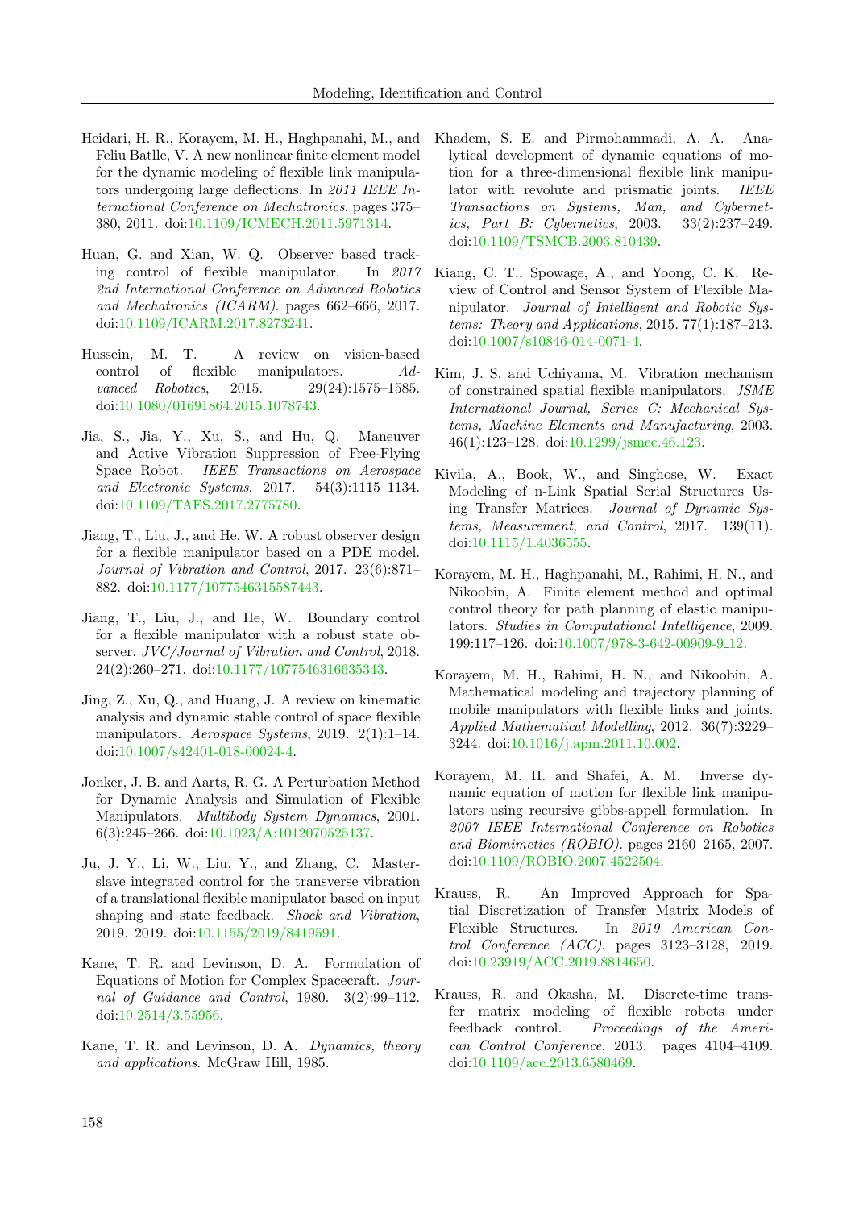Heidari, H. R., Korayem, M. H., Haghpanahi, M., and Feliu Batlle, V. A new nonlinear finite element model for the dynamic modeling of flexible link manipulators undergoing large deflections. In *2011 IEEE International Conference on Mechatronics*. pages 375–380, 2011. doi:10.1109/ICMECH.2011.5971314.

Huan, G. and Xian, W. Q. Observer based tracking control of flexible manipulator. In *2017 2nd International Conference on Advanced Robotics and Mechatronics (ICARM)*. pages 662–666, 2017. doi:10.1109/ICARM.2017.8273241.

Hussein, M. T. A review on vision-based control of flexible manipulators. *Advanced Robotics*, 2015. 29(24):1575–1585. doi:10.1080/01691864.2015.1078743.

Jia, S., Jia, Y., Xu, S., and Hu, Q. Maneuver and Active Vibration Suppression of Free-Flying Space Robot. *IEEE Transactions on Aerospace and Electronic Systems*, 2017. 54(3):1115–1134. doi:10.1109/TAES.2017.2775780.

Jiang, T., Liu, J., and He, W. A robust observer design for a flexible manipulator based on a PDE model. *Journal of Vibration and Control*, 2017. 23(6):871–882. doi:10.1177/1077546315587443.

Jiang, T., Liu, J., and He, W. Boundary control for a flexible manipulator with a robust state observer. *JVC/Journal of Vibration and Control*, 2018. 24(2):260–271. doi:10.1177/1077546316635343.

Jing, Z., Xu, Q., and Huang, J. A review on kinematic analysis and dynamic stable control of space flexible manipulators. *Aerospace Systems*, 2019. 2(1):1–14. doi:10.1007/s42401-018-00024-4.

Jonker, J. B. and Aarts, R. G. A Perturbation Method for Dynamic Analysis and Simulation of Flexible Manipulators. *Multibody System Dynamics*, 2001. 6(3):245–266. doi:10.1023/A:1012070525137.

Ju, J. Y., Li, W., Liu, Y., and Zhang, C. Master-slave integrated control for the transverse vibration of a translational flexible manipulator based on input shaping and state feedback. *Shock and Vibration*, 2019. 2019. doi:10.1155/2019/8419591.

Kane, T. R. and Levinson, D. A. Formulation of Equations of Motion for Complex Spacecraft. *Journal of Guidance and Control*, 1980. 3(2):99–112. doi:10.2514/3.55956.

Kane, T. R. and Levinson, D. A. *Dynamics, theory and applications*. McGraw Hill, 1985.

Khadem, S. E. and Pirmohammadi, A. A. Analytical development of dynamic equations of motion for a three-dimensional flexible link manipulator with revolute and prismatic joints. *IEEE Transactions on Systems, Man, and Cybernetics, Part B: Cybernetics*, 2003. 33(2):237–249. doi:10.1109/TSMCB.2003.810439.

Kiang, C. T., Spowage, A., and Yoong, C. K. Review of Control and Sensor System of Flexible Manipulator. *Journal of Intelligent and Robotic Systems: Theory and Applications*, 2015. 77(1):187–213. doi:10.1007/s10846-014-0071-4.

Kim, J. S. and Uchiyama, M. Vibration mechanism of constrained spatial flexible manipulators. *JSME International Journal, Series C: Mechanical Systems, Machine Elements and Manufacturing*, 2003. 46(1):123–128. doi:10.1299/jsmec.46.123.

Kivila, A., Book, W., and Singhose, W. Exact Modeling of n-Link Spatial Serial Structures Using Transfer Matrices. *Journal of Dynamic Systems, Measurement, and Control*, 2017. 139(11). doi:10.1115/1.4036555.

Korayem, M. H., Haghpanahi, M., Rahimi, H. N., and Nikoobin, A. Finite element method and optimal control theory for path planning of elastic manipulators. *Studies in Computational Intelligence*, 2009. 199:117–126. doi:10.1007/978-3-642-00909-9_12.

Korayem, M. H., Rahimi, H. N., and Nikoobin, A. Mathematical modeling and trajectory planning of mobile manipulators with flexible links and joints. *Applied Mathematical Modelling*, 2012. 36(7):3229–3244. doi:10.1016/j.apm.2011.10.002.

Korayem, M. H. and Shafei, A. M. Inverse dynamic equation of motion for flexible link manipulators using recursive gibbs-appell formulation. In *2007 IEEE International Conference on Robotics and Biomimetics (ROBIO)*. pages 2160–2165, 2007. doi:10.1109/ROBIO.2007.4522504.

Krauss, R. An Improved Approach for Spatial Discretization of Transfer Matrix Models of Flexible Structures. In *2019 American Control Conference (ACC)*. pages 3123–3128, 2019. doi:10.23919/ACC.2019.8814650.

Krauss, R. and Okasha, M. Discrete-time transfer matrix modeling of flexible robots under feedback control. *Proceedings of the American Control Conference*, 2013. pages 4104–4109. doi:10.1109/acc.2013.6580469.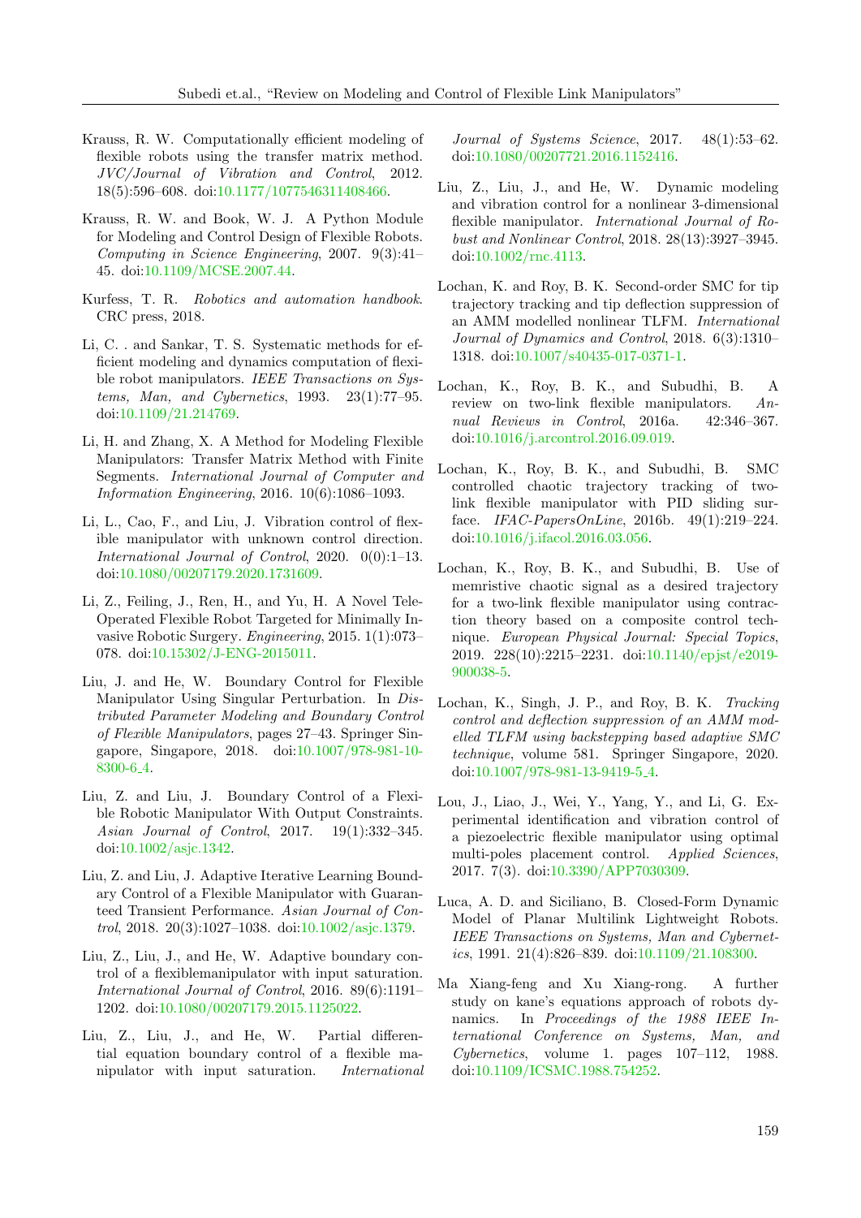Krauss, R. W. Computationally efficient modeling of flexible robots using the transfer matrix method. *JVC/Journal of Vibration and Control*, 2012. 18(5):596–608. doi:10.1177/1077546311408466.

Krauss, R. W. and Book, W. J. A Python Module for Modeling and Control Design of Flexible Robots. *Computing in Science Engineering*, 2007. 9(3):41–45. doi:10.1109/MCSE.2007.44.

Kurfess, T. R. *Robotics and automation handbook*. CRC press, 2018.

Li, C. . and Sankar, T. S. Systematic methods for efficient modeling and dynamics computation of flexible robot manipulators. *IEEE Transactions on Systems, Man, and Cybernetics*, 1993. 23(1):77–95. doi:10.1109/21.214769.

Li, H. and Zhang, X. A Method for Modeling Flexible Manipulators: Transfer Matrix Method with Finite Segments. *International Journal of Computer and Information Engineering*, 2016. 10(6):1086–1093.

Li, L., Cao, F., and Liu, J. Vibration control of flexible manipulator with unknown control direction. *International Journal of Control*, 2020. 0(0):1–13. doi:10.1080/00207179.2020.1731609.

Li, Z., Feiling, J., Ren, H., and Yu, H. A Novel Tele-Operated Flexible Robot Targeted for Minimally Invasive Robotic Surgery. *Engineering*, 2015. 1(1):073–078. doi:10.15302/J-ENG-2015011.

Liu, J. and He, W. Boundary Control for Flexible Manipulator Using Singular Perturbation. In *Distributed Parameter Modeling and Boundary Control of Flexible Manipulators*, pages 27–43. Springer Singapore, Singapore, 2018. doi:10.1007/978-981-10-8300-6_4.

Liu, Z. and Liu, J. Boundary Control of a Flexible Robotic Manipulator With Output Constraints. *Asian Journal of Control*, 2017. 19(1):332–345. doi:10.1002/asjc.1342.

Liu, Z. and Liu, J. Adaptive Iterative Learning Boundary Control of a Flexible Manipulator with Guaranteed Transient Performance. *Asian Journal of Control*, 2018. 20(3):1027–1038. doi:10.1002/asjc.1379.

Liu, Z., Liu, J., and He, W. Adaptive boundary control of a flexiblemanipulator with input saturation. *International Journal of Control*, 2016. 89(6):1191–1202. doi:10.1080/00207179.2015.1125022.

Liu, Z., Liu, J., and He, W. Partial differential equation boundary control of a flexible manipulator with input saturation. *International Journal of Systems Science*, 2017. 48(1):53–62. doi:10.1080/00207721.2016.1152416.

Liu, Z., Liu, J., and He, W. Dynamic modeling and vibration control for a nonlinear 3-dimensional flexible manipulator. *International Journal of Robust and Nonlinear Control*, 2018. 28(13):3927–3945. doi:10.1002/rnc.4113.

Lochan, K. and Roy, B. K. Second-order SMC for tip trajectory tracking and tip deflection suppression of an AMM modelled nonlinear TLFM. *International Journal of Dynamics and Control*, 2018. 6(3):1310–1318. doi:10.1007/s40435-017-0371-1.

Lochan, K., Roy, B. K., and Subudhi, B. A review on two-link flexible manipulators. *Annual Reviews in Control*, 2016a. 42:346–367. doi:10.1016/j.arcontrol.2016.09.019.

Lochan, K., Roy, B. K., and Subudhi, B. SMC controlled chaotic trajectory tracking of two-link flexible manipulator with PID sliding surface. *IFAC-PapersOnLine*, 2016b. 49(1):219–224. doi:10.1016/j.ifacol.2016.03.056.

Lochan, K., Roy, B. K., and Subudhi, B. Use of memristive chaotic signal as a desired trajectory for a two-link flexible manipulator using contraction theory based on a composite control technique. *European Physical Journal: Special Topics*, 2019. 228(10):2215–2231. doi:10.1140/epjst/e2019-900038-5.

Lochan, K., Singh, J. P., and Roy, B. K. *Tracking control and deflection suppression of an AMM modelled TLFM using backstepping based adaptive SMC technique*, volume 581. Springer Singapore, 2020. doi:10.1007/978-981-13-9419-5_4.

Lou, J., Liao, J., Wei, Y., Yang, Y., and Li, G. Experimental identification and vibration control of a piezoelectric flexible manipulator using optimal multi-poles placement control. *Applied Sciences*, 2017. 7(3). doi:10.3390/APP7030309.

Luca, A. D. and Siciliano, B. Closed-Form Dynamic Model of Planar Multilink Lightweight Robots. *IEEE Transactions on Systems, Man and Cybernetics*, 1991. 21(4):826–839. doi:10.1109/21.108300.

Ma Xiang-feng and Xu Xiang-rong. A further study on kane's equations approach of robots dynamics. In *Proceedings of the 1988 IEEE International Conference on Systems, Man, and Cybernetics*, volume 1. pages 107–112, 1988. doi:10.1109/ICSMC.1988.754252.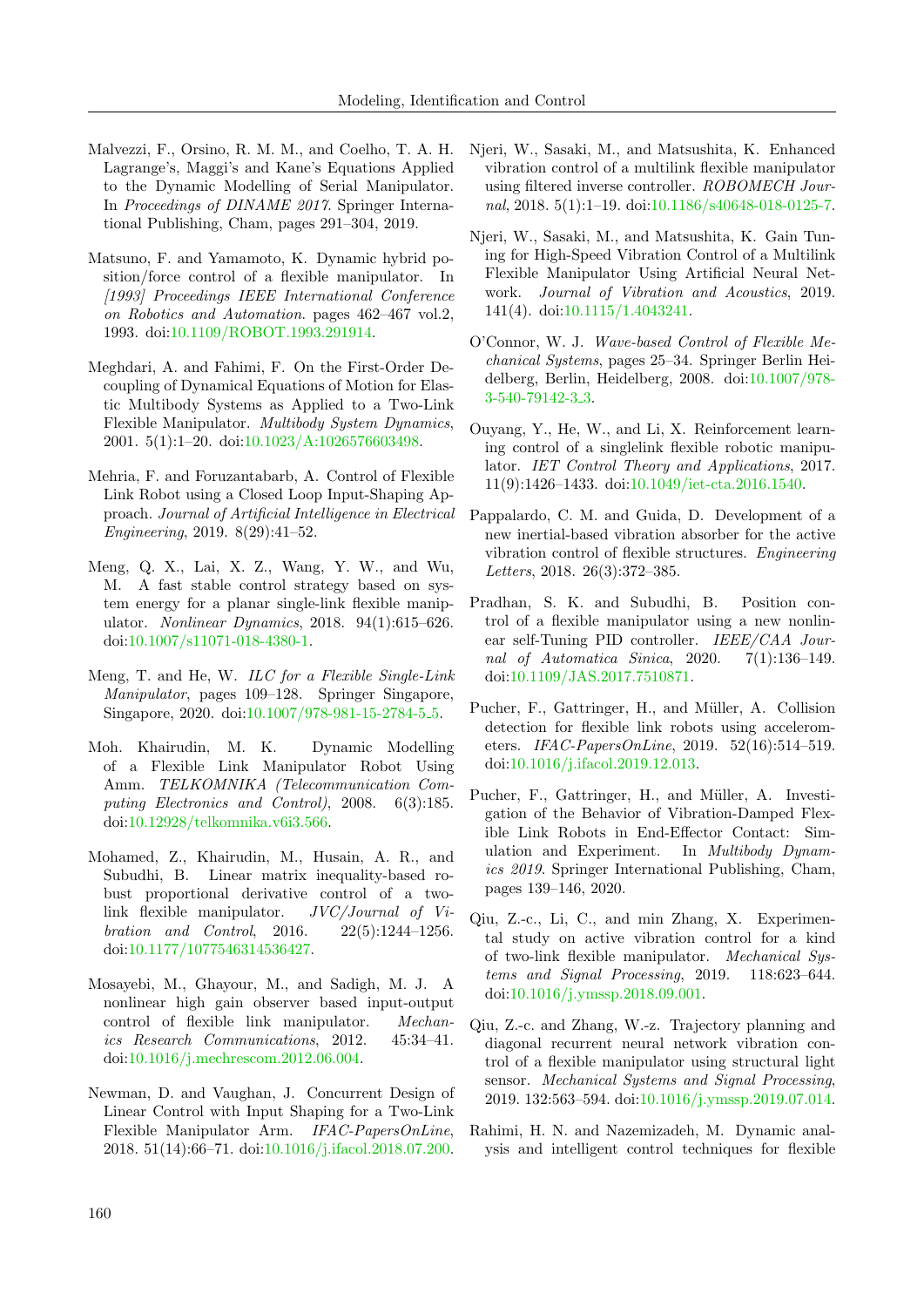Malvezzi, F., Orsino, R. M. M., and Coelho, T. A. H. Lagrange's, Maggi's and Kane's Equations Applied to the Dynamic Modelling of Serial Manipulator. In *Proceedings of DINAME 2017*. Springer International Publishing, Cham, pages 291–304, 2019.

Matsuno, F. and Yamamoto, K. Dynamic hybrid position/force control of a flexible manipulator. In *[1993] Proceedings IEEE International Conference on Robotics and Automation*. pages 462–467 vol.2, 1993. doi:10.1109/ROBOT.1993.291914.

Meghdari, A. and Fahimi, F. On the First-Order Decoupling of Dynamical Equations of Motion for Elastic Multibody Systems as Applied to a Two-Link Flexible Manipulator. *Multibody System Dynamics*, 2001. 5(1):1–20. doi:10.1023/A:1026576603498.

Mehria, F. and Foruzantabarb, A. Control of Flexible Link Robot using a Closed Loop Input-Shaping Approach. *Journal of Artificial Intelligence in Electrical Engineering*, 2019. 8(29):41–52.

Meng, Q. X., Lai, X. Z., Wang, Y. W., and Wu, M. A fast stable control strategy based on system energy for a planar single-link flexible manipulator. *Nonlinear Dynamics*, 2018. 94(1):615–626. doi:10.1007/s11071-018-4380-1.

Meng, T. and He, W. *ILC for a Flexible Single-Link Manipulator*, pages 109–128. Springer Singapore, Singapore, 2020. doi:10.1007/978-981-15-2784-5_5.

Moh. Khairudin, M. K. Dynamic Modelling of a Flexible Link Manipulator Robot Using Amm. *TELKOMNIKA (Telecommunication Computing Electronics and Control)*, 2008. 6(3):185. doi:10.12928/telkomnika.v6i3.566.

Mohamed, Z., Khairudin, M., Husain, A. R., and Subudhi, B. Linear matrix inequality-based robust proportional derivative control of a two-link flexible manipulator. *JVC/Journal of Vibration and Control*, 2016. 22(5):1244–1256. doi:10.1177/1077546314536427.

Mosayebi, M., Ghayour, M., and Sadigh, M. J. A nonlinear high gain observer based input-output control of flexible link manipulator. *Mechanics Research Communications*, 2012. 45:34–41. doi:10.1016/j.mechrescom.2012.06.004.

Newman, D. and Vaughan, J. Concurrent Design of Linear Control with Input Shaping for a Two-Link Flexible Manipulator Arm. *IFAC-PapersOnLine*, 2018. 51(14):66–71. doi:10.1016/j.ifacol.2018.07.200.

Njeri, W., Sasaki, M., and Matsushita, K. Enhanced vibration control of a multilink flexible manipulator using filtered inverse controller. *ROBOMECH Journal*, 2018. 5(1):1–19. doi:10.1186/s40648-018-0125-7.

Njeri, W., Sasaki, M., and Matsushita, K. Gain Tuning for High-Speed Vibration Control of a Multilink Flexible Manipulator Using Artificial Neural Network. *Journal of Vibration and Acoustics*, 2019. 141(4). doi:10.1115/1.4043241.

O'Connor, W. J. *Wave-based Control of Flexible Mechanical Systems*, pages 25–34. Springer Berlin Heidelberg, Berlin, Heidelberg, 2008. doi:10.1007/978-3-540-79142-3_3.

Ouyang, Y., He, W., and Li, X. Reinforcement learning control of a singlelink flexible robotic manipulator. *IET Control Theory and Applications*, 2017. 11(9):1426–1433. doi:10.1049/iet-cta.2016.1540.

Pappalardo, C. M. and Guida, D. Development of a new inertial-based vibration absorber for the active vibration control of flexible structures. *Engineering Letters*, 2018. 26(3):372–385.

Pradhan, S. K. and Subudhi, B. Position control of a flexible manipulator using a new nonlinear self-Tuning PID controller. *IEEE/CAA Journal of Automatica Sinica*, 2020. 7(1):136–149. doi:10.1109/JAS.2017.7510871.

Pucher, F., Gattringer, H., and Müller, A. Collision detection for flexible link robots using accelerometers. *IFAC-PapersOnLine*, 2019. 52(16):514–519. doi:10.1016/j.ifacol.2019.12.013.

Pucher, F., Gattringer, H., and Müller, A. Investigation of the Behavior of Vibration-Damped Flexible Link Robots in End-Effector Contact: Simulation and Experiment. In *Multibody Dynamics 2019*. Springer International Publishing, Cham, pages 139–146, 2020.

Qiu, Z.-c., Li, C., and min Zhang, X. Experimental study on active vibration control for a kind of two-link flexible manipulator. *Mechanical Systems and Signal Processing*, 2019. 118:623–644. doi:10.1016/j.ymssp.2018.09.001.

Qiu, Z.-c. and Zhang, W.-z. Trajectory planning and diagonal recurrent neural network vibration control of a flexible manipulator using structural light sensor. *Mechanical Systems and Signal Processing*, 2019. 132:563–594. doi:10.1016/j.ymssp.2019.07.014.

Rahimi, H. N. and Nazemizadeh, M. Dynamic analysis and intelligent control techniques for flexible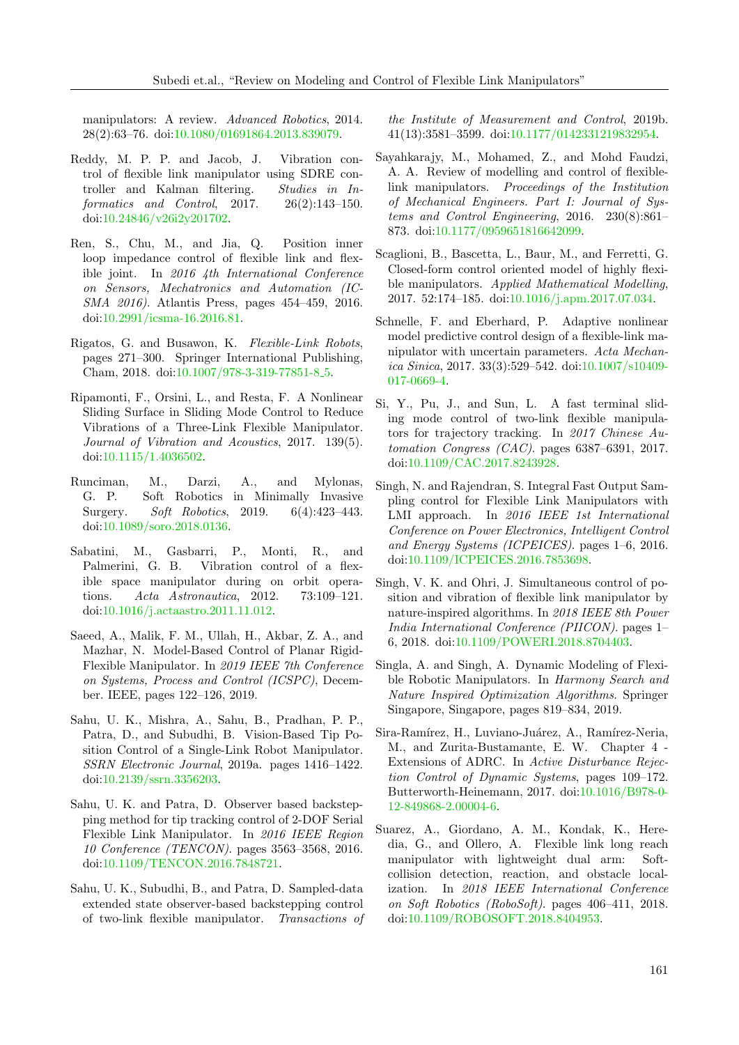manipulators: A review. *Advanced Robotics*, 2014. 28(2):63–76. doi:10.1080/01691864.2013.839079.

Reddy, M. P. P. and Jacob, J. Vibration control of flexible link manipulator using SDRE controller and Kalman filtering. *Studies in Informatics and Control*, 2017. 26(2):143–150. doi:10.24846/v26i2y201702.

Ren, S., Chu, M., and Jia, Q. Position inner loop impedance control of flexible link and flexible joint. In *2016 4th International Conference on Sensors, Mechatronics and Automation (ICSMA 2016)*. Atlantis Press, pages 454–459, 2016. doi:10.2991/icsma-16.2016.81.

Rigatos, G. and Busawon, K. *Flexible-Link Robots*, pages 271–300. Springer International Publishing, Cham, 2018. doi:10.1007/978-3-319-77851-8_5.

Ripamonti, F., Orsini, L., and Resta, F. A Nonlinear Sliding Surface in Sliding Mode Control to Reduce Vibrations of a Three-Link Flexible Manipulator. *Journal of Vibration and Acoustics*, 2017. 139(5). doi:10.1115/1.4036502.

Runciman, M., Darzi, A., and Mylonas, G. P. Soft Robotics in Minimally Invasive Surgery. *Soft Robotics*, 2019. 6(4):423–443. doi:10.1089/soro.2018.0136.

Sabatini, M., Gasbarri, P., Monti, R., and Palmerini, G. B. Vibration control of a flexible space manipulator during on orbit operations. *Acta Astronautica*, 2012. 73:109–121. doi:10.1016/j.actaastro.2011.11.012.

Saeed, A., Malik, F. M., Ullah, H., Akbar, Z. A., and Mazhar, N. Model-Based Control of Planar Rigid-Flexible Manipulator. In *2019 IEEE 7th Conference on Systems, Process and Control (ICSPC)*, December. IEEE, pages 122–126, 2019.

Sahu, U. K., Mishra, A., Sahu, B., Pradhan, P. P., Patra, D., and Subudhi, B. Vision-Based Tip Position Control of a Single-Link Robot Manipulator. *SSRN Electronic Journal*, 2019a. pages 1416–1422. doi:10.2139/ssrn.3356203.

Sahu, U. K. and Patra, D. Observer based backstepping method for tip tracking control of 2-DOF Serial Flexible Link Manipulator. In *2016 IEEE Region 10 Conference (TENCON)*. pages 3563–3568, 2016. doi:10.1109/TENCON.2016.7848721.

Sahu, U. K., Subudhi, B., and Patra, D. Sampled-data extended state observer-based backstepping control of two-link flexible manipulator. *Transactions of the Institute of Measurement and Control*, 2019b. 41(13):3581–3599. doi:10.1177/0142331219832954.

Sayahkarajy, M., Mohamed, Z., and Mohd Faudzi, A. A. Review of modelling and control of flexible-link manipulators. *Proceedings of the Institution of Mechanical Engineers. Part I: Journal of Systems and Control Engineering*, 2016. 230(8):861–873. doi:10.1177/0959651816642099.

Scaglioni, B., Bascetta, L., Baur, M., and Ferretti, G. Closed-form control oriented model of highly flexible manipulators. *Applied Mathematical Modelling*, 2017. 52:174–185. doi:10.1016/j.apm.2017.07.034.

Schnelle, F. and Eberhard, P. Adaptive nonlinear model predictive control design of a flexible-link manipulator with uncertain parameters. *Acta Mechanica Sinica*, 2017. 33(3):529–542. doi:10.1007/s10409-017-0669-4.

Si, Y., Pu, J., and Sun, L. A fast terminal sliding mode control of two-link flexible manipulators for trajectory tracking. In *2017 Chinese Automation Congress (CAC)*. pages 6387–6391, 2017. doi:10.1109/CAC.2017.8243928.

Singh, N. and Rajendran, S. Integral Fast Output Sampling control for Flexible Link Manipulators with LMI approach. In *2016 IEEE 1st International Conference on Power Electronics, Intelligent Control and Energy Systems (ICPEICES)*. pages 1–6, 2016. doi:10.1109/ICPEICES.2016.7853698.

Singh, V. K. and Ohri, J. Simultaneous control of position and vibration of flexible link manipulator by nature-inspired algorithms. In *2018 IEEE 8th Power India International Conference (PIICON)*. pages 1–6, 2018. doi:10.1109/POWERI.2018.8704403.

Singla, A. and Singh, A. Dynamic Modeling of Flexible Robotic Manipulators. In *Harmony Search and Nature Inspired Optimization Algorithms*. Springer Singapore, Singapore, pages 819–834, 2019.

Sira-Ramírez, H., Luviano-Juárez, A., Ramírez-Neria, M., and Zurita-Bustamante, E. W. Chapter 4 - Extensions of ADRC. In *Active Disturbance Rejection Control of Dynamic Systems*, pages 109–172. Butterworth-Heinemann, 2017. doi:10.1016/B978-0-12-849868-2.00004-6.

Suarez, A., Giordano, A. M., Kondak, K., Heredia, G., and Ollero, A. Flexible link long reach manipulator with lightweight dual arm: Soft-collision detection, reaction, and obstacle localization. In *2018 IEEE International Conference on Soft Robotics (RoboSoft)*. pages 406–411, 2018. doi:10.1109/ROBOSOFT.2018.8404953.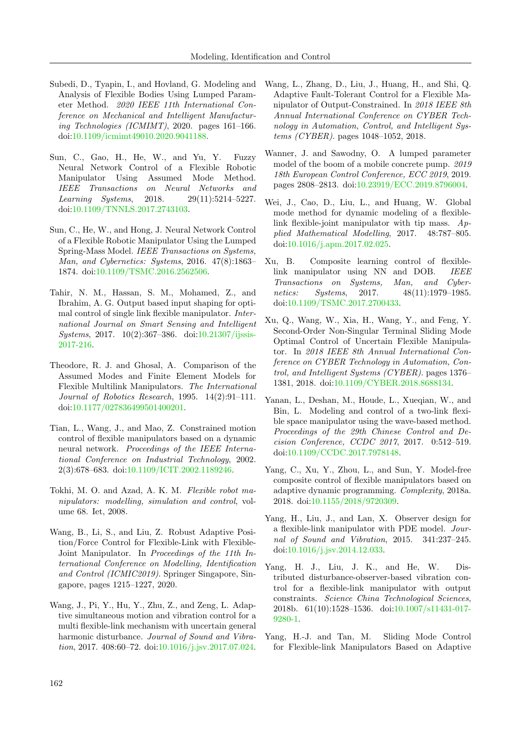Subedi, D., Tyapin, I., and Hovland, G. Modeling and Analysis of Flexible Bodies Using Lumped Parameter Method. *2020 IEEE 11th International Conference on Mechanical and Intelligent Manufacturing Technologies (ICMIMT)*, 2020. pages 161–166. doi:10.1109/icmimt49010.2020.9041188.

Sun, C., Gao, H., He, W., and Yu, Y. Fuzzy Neural Network Control of a Flexible Robotic Manipulator Using Assumed Mode Method. *IEEE Transactions on Neural Networks and Learning Systems*, 2018. 29(11):5214–5227. doi:10.1109/TNNLS.2017.2743103.

Sun, C., He, W., and Hong, J. Neural Network Control of a Flexible Robotic Manipulator Using the Lumped Spring-Mass Model. *IEEE Transactions on Systems, Man, and Cybernetics: Systems*, 2016. 47(8):1863–1874. doi:10.1109/TSMC.2016.2562506.

Tahir, N. M., Hassan, S. M., Mohamed, Z., and Ibrahim, A. G. Output based input shaping for optimal control of single link flexible manipulator. *International Journal on Smart Sensing and Intelligent Systems*, 2017. 10(2):367–386. doi:10.21307/ijssis-2017-216.

Theodore, R. J. and Ghosal, A. Comparison of the Assumed Modes and Finite Element Models for Flexible Multilink Manipulators. *The International Journal of Robotics Research*, 1995. 14(2):91–111. doi:10.1177/027836499501400201.

Tian, L., Wang, J., and Mao, Z. Constrained motion control of flexible manipulators based on a dynamic neural network. *Proceedings of the IEEE International Conference on Industrial Technology*, 2002. 2(3):678–683. doi:10.1109/ICIT.2002.1189246.

Tokhi, M. O. and Azad, A. K. M. *Flexible robot manipulators: modelling, simulation and control*, volume 68. Iet, 2008.

Wang, B., Li, S., and Liu, Z. Robust Adaptive Position/Force Control for Flexible-Link with Flexible-Joint Manipulator. In *Proceedings of the 11th International Conference on Modelling, Identification and Control (ICMIC2019)*. Springer Singapore, Singapore, pages 1215–1227, 2020.

Wang, J., Pi, Y., Hu, Y., Zhu, Z., and Zeng, L. Adaptive simultaneous motion and vibration control for a multi flexible-link mechanism with uncertain general harmonic disturbance. *Journal of Sound and Vibration*, 2017. 408:60–72. doi:10.1016/j.jsv.2017.07.024.

Wang, L., Zhang, D., Liu, J., Huang, H., and Shi, Q. Adaptive Fault-Tolerant Control for a Flexible Manipulator of Output-Constrained. In *2018 IEEE 8th Annual International Conference on CYBER Technology in Automation, Control, and Intelligent Systems (CYBER)*. pages 1048–1052, 2018.

Wanner, J. and Sawodny, O. A lumped parameter model of the boom of a mobile concrete pump. *2019 18th European Control Conference, ECC 2019*, 2019. pages 2808–2813. doi:10.23919/ECC.2019.8796004.

Wei, J., Cao, D., Liu, L., and Huang, W. Global mode method for dynamic modeling of a flexible-link flexible-joint manipulator with tip mass. *Applied Mathematical Modelling*, 2017. 48:787–805. doi:10.1016/j.apm.2017.02.025.

Xu, B. Composite learning control of flexible-link manipulator using NN and DOB. *IEEE Transactions on Systems, Man, and Cybernetics: Systems*, 2017. 48(11):1979–1985. doi:10.1109/TSMC.2017.2700433.

Xu, Q., Wang, W., Xia, H., Wang, Y., and Feng, Y. Second-Order Non-Singular Terminal Sliding Mode Optimal Control of Uncertain Flexible Manipulator. In *2018 IEEE 8th Annual International Conference on CYBER Technology in Automation, Control, and Intelligent Systems (CYBER)*. pages 1376–1381, 2018. doi:10.1109/CYBER.2018.8688134.

Yanan, L., Deshan, M., Houde, L., Xueqian, W., and Bin, L. Modeling and control of a two-link flexible space manipulator using the wave-based method. *Proceedings of the 29th Chinese Control and Decision Conference, CCDC 2017*, 2017. 0:512–519. doi:10.1109/CCDC.2017.7978148.

Yang, C., Xu, Y., Zhou, L., and Sun, Y. Model-free composite control of flexible manipulators based on adaptive dynamic programming. *Complexity*, 2018a. 2018. doi:10.1155/2018/9720309.

Yang, H., Liu, J., and Lan, X. Observer design for a flexible-link manipulator with PDE model. *Journal of Sound and Vibration*, 2015. 341:237–245. doi:10.1016/j.jsv.2014.12.033.

Yang, H. J., Liu, J. K., and He, W. Distributed disturbance-observer-based vibration control for a flexible-link manipulator with output constraints. *Science China Technological Sciences*, 2018b. 61(10):1528–1536. doi:10.1007/s11431-017-9280-1.

Yang, H.-J. and Tan, M. Sliding Mode Control for Flexible-link Manipulators Based on Adaptive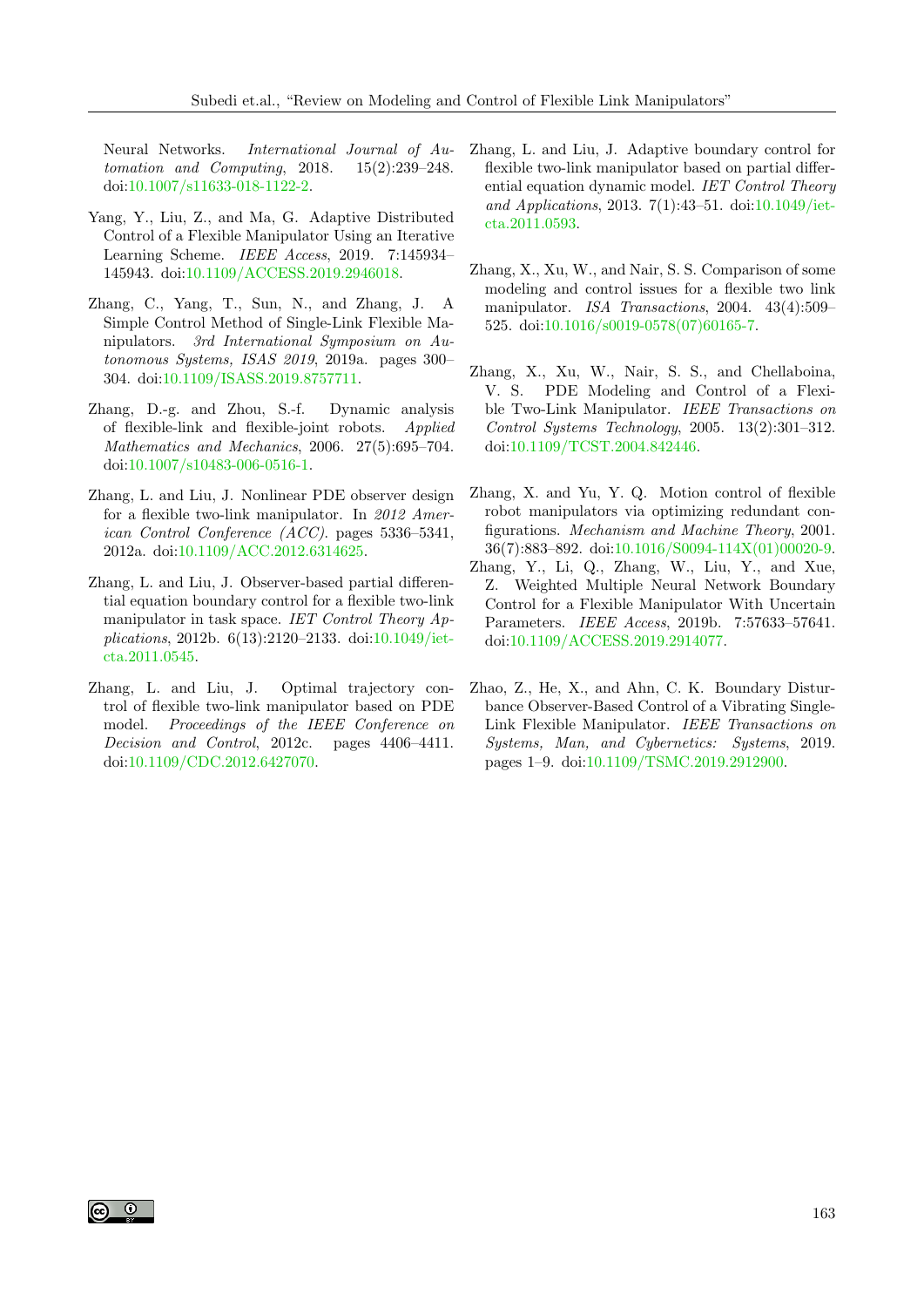Neural Networks. *International Journal of Automation and Computing*, 2018. 15(2):239–248. doi:10.1007/s11633-018-1122-2.

Yang, Y., Liu, Z., and Ma, G. Adaptive Distributed Control of a Flexible Manipulator Using an Iterative Learning Scheme. *IEEE Access*, 2019. 7:145934–145943. doi:10.1109/ACCESS.2019.2946018.

Zhang, C., Yang, T., Sun, N., and Zhang, J. A Simple Control Method of Single-Link Flexible Manipulators. *3rd International Symposium on Autonomous Systems, ISAS 2019*, 2019a. pages 300–304. doi:10.1109/ISASS.2019.8757711.

Zhang, D.-g. and Zhou, S.-f. Dynamic analysis of flexible-link and flexible-joint robots. *Applied Mathematics and Mechanics*, 2006. 27(5):695–704. doi:10.1007/s10483-006-0516-1.

Zhang, L. and Liu, J. Nonlinear PDE observer design for a flexible two-link manipulator. In *2012 American Control Conference (ACC)*. pages 5336–5341, 2012a. doi:10.1109/ACC.2012.6314625.

Zhang, L. and Liu, J. Observer-based partial differential equation boundary control for a flexible two-link manipulator in task space. *IET Control Theory Applications*, 2012b. 6(13):2120–2133. doi:10.1049/iet-cta.2011.0545.

Zhang, L. and Liu, J. Optimal trajectory control of flexible two-link manipulator based on PDE model. *Proceedings of the IEEE Conference on Decision and Control*, 2012c. pages 4406–4411. doi:10.1109/CDC.2012.6427070.

Zhang, L. and Liu, J. Adaptive boundary control for flexible two-link manipulator based on partial differential equation dynamic model. *IET Control Theory and Applications*, 2013. 7(1):43–51. doi:10.1049/iet-cta.2011.0593.

Zhang, X., Xu, W., and Nair, S. S. Comparison of some modeling and control issues for a flexible two link manipulator. *ISA Transactions*, 2004. 43(4):509–525. doi:10.1016/s0019-0578(07)60165-7.

Zhang, X., Xu, W., Nair, S. S., and Chellaboina, V. S. PDE Modeling and Control of a Flexible Two-Link Manipulator. *IEEE Transactions on Control Systems Technology*, 2005. 13(2):301–312. doi:10.1109/TCST.2004.842446.

Zhang, X. and Yu, Y. Q. Motion control of flexible robot manipulators via optimizing redundant configurations. *Mechanism and Machine Theory*, 2001. 36(7):883–892. doi:10.1016/S0094-114X(01)00020-9.

Zhang, Y., Li, Q., Zhang, W., Liu, Y., and Xue, Z. Weighted Multiple Neural Network Boundary Control for a Flexible Manipulator With Uncertain Parameters. *IEEE Access*, 2019b. 7:57633–57641. doi:10.1109/ACCESS.2019.2914077.

Zhao, Z., He, X., and Ahn, C. K. Boundary Disturbance Observer-Based Control of a Vibrating Single-Link Flexible Manipulator. *IEEE Transactions on Systems, Man, and Cybernetics: Systems*, 2019. pages 1–9. doi:10.1109/TSMC.2019.2912900.